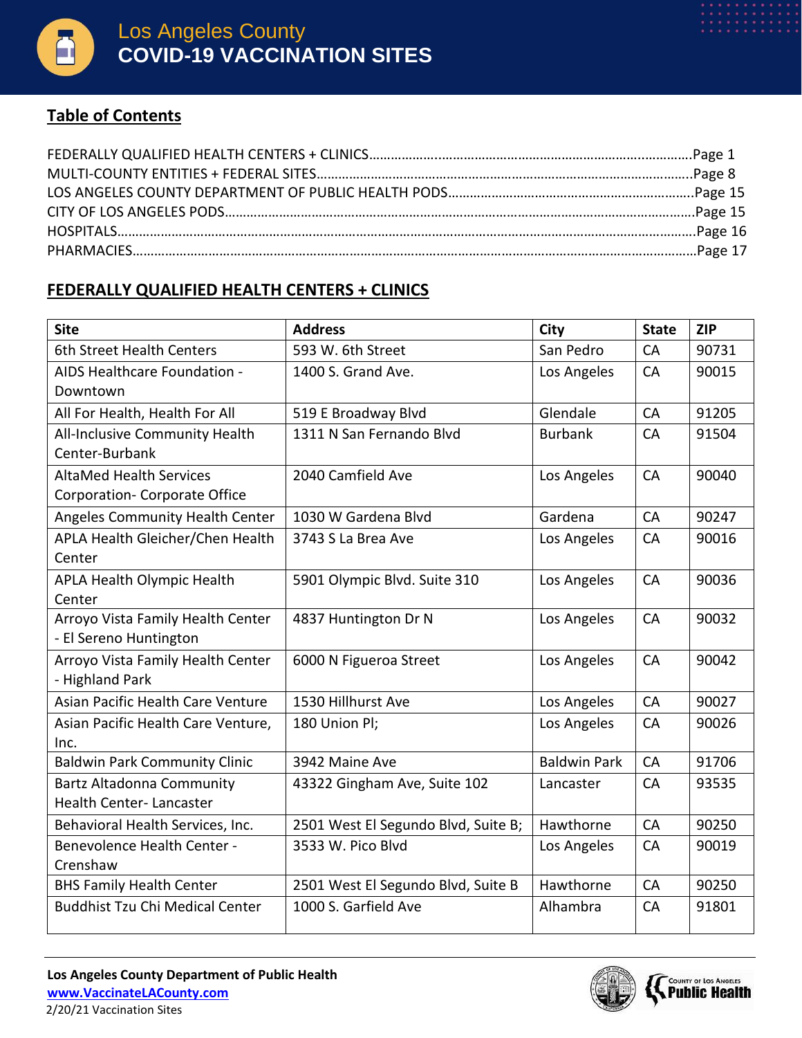# Los Angeles County
# COVID-19 VACCINATION SITES

## Table of Contents

FEDERALLY QUALIFIED HEALTH CENTERS + CLINICS……………………………………………………………………Page 1
MULTI-COUNTY ENTITIES + FEDERAL SITES……………………………………………………………………………Page 8
LOS ANGELES COUNTY DEPARTMENT OF PUBLIC HEALTH PODS………………………………………………Page 15
CITY OF LOS ANGELES PODS…………………………………………………………………………………………………Page 15
HOSPITALS………………………………………………………………………………………………………………………Page 16
PHARMACIES……………………………………………………………………………………………………………………Page 17

## FEDERALLY QUALIFIED HEALTH CENTERS + CLINICS

| Site | Address | City | State | ZIP |
|---|---|---|---|---|
| 6th Street Health Centers | 593 W. 6th Street | San Pedro | CA | 90731 |
| AIDS Healthcare Foundation - Downtown | 1400 S. Grand Ave. | Los Angeles | CA | 90015 |
| All For Health, Health For All | 519 E Broadway Blvd | Glendale | CA | 91205 |
| All-Inclusive Community Health Center-Burbank | 1311 N San Fernando Blvd | Burbank | CA | 91504 |
| AltaMed Health Services Corporation- Corporate Office | 2040 Camfield Ave | Los Angeles | CA | 90040 |
| Angeles Community Health Center | 1030 W Gardena Blvd | Gardena | CA | 90247 |
| APLA Health Gleicher/Chen Health Center | 3743 S La Brea Ave | Los Angeles | CA | 90016 |
| APLA Health Olympic Health Center | 5901 Olympic Blvd. Suite 310 | Los Angeles | CA | 90036 |
| Arroyo Vista Family Health Center - El Sereno Huntington | 4837 Huntington Dr N | Los Angeles | CA | 90032 |
| Arroyo Vista Family Health Center - Highland Park | 6000 N Figueroa Street | Los Angeles | CA | 90042 |
| Asian Pacific Health Care Venture | 1530 Hillhurst Ave | Los Angeles | CA | 90027 |
| Asian Pacific Health Care Venture, Inc. | 180 Union Pl; | Los Angeles | CA | 90026 |
| Baldwin Park Community Clinic | 3942 Maine Ave | Baldwin Park | CA | 91706 |
| Bartz Altadonna Community Health Center- Lancaster | 43322 Gingham Ave, Suite 102 | Lancaster | CA | 93535 |
| Behavioral Health Services, Inc. | 2501 West El Segundo Blvd, Suite B; | Hawthorne | CA | 90250 |
| Benevolence Health Center - Crenshaw | 3533 W. Pico Blvd | Los Angeles | CA | 90019 |
| BHS Family Health Center | 2501 West El Segundo Blvd, Suite B | Hawthorne | CA | 90250 |
| Buddhist Tzu Chi Medical Center | 1000 S. Garfield Ave | Alhambra | CA | 91801 |

**Los Angeles County Department of Public Health**
www.VaccinateLACounty.com
2/20/21 Vaccination Sites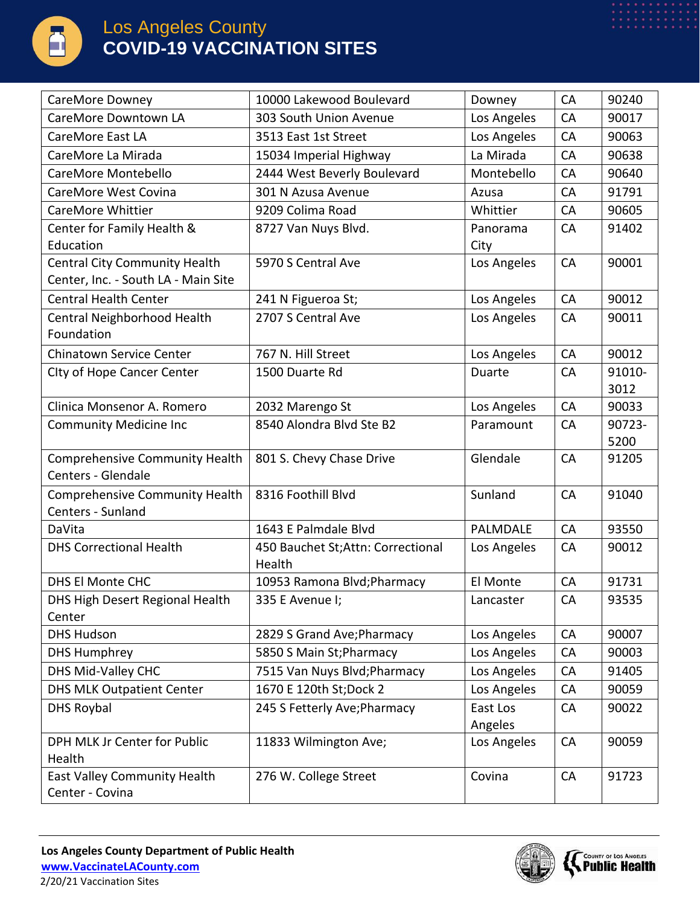# Los Angeles County
## COVID-19 VACCINATION SITES

| | | | | |
|---|---|---|---|---|
| CareMore Downey | 10000 Lakewood Boulevard | Downey | CA | 90240 |
| CareMore Downtown LA | 303 South Union Avenue | Los Angeles | CA | 90017 |
| CareMore East LA | 3513 East 1st Street | Los Angeles | CA | 90063 |
| CareMore La Mirada | 15034 Imperial Highway | La Mirada | CA | 90638 |
| CareMore Montebello | 2444 West Beverly Boulevard | Montebello | CA | 90640 |
| CareMore West Covina | 301 N Azusa Avenue | Azusa | CA | 91791 |
| CareMore Whittier | 9209 Colima Road | Whittier | CA | 90605 |
| Center for Family Health & Education | 8727 Van Nuys Blvd. | Panorama City | CA | 91402 |
| Central City Community Health Center, Inc. - South LA - Main Site | 5970 S Central Ave | Los Angeles | CA | 90001 |
| Central Health Center | 241 N Figueroa St; | Los Angeles | CA | 90012 |
| Central Neighborhood Health Foundation | 2707 S Central Ave | Los Angeles | CA | 90011 |
| Chinatown Service Center | 767 N. Hill Street | Los Angeles | CA | 90012 |
| CIty of Hope Cancer Center | 1500 Duarte Rd | Duarte | CA | 91010-3012 |
| Clinica Monsenor A. Romero | 2032 Marengo St | Los Angeles | CA | 90033 |
| Community Medicine Inc | 8540 Alondra Blvd Ste B2 | Paramount | CA | 90723-5200 |
| Comprehensive Community Health Centers - Glendale | 801 S. Chevy Chase Drive | Glendale | CA | 91205 |
| Comprehensive Community Health Centers - Sunland | 8316 Foothill Blvd | Sunland | CA | 91040 |
| DaVita | 1643 E Palmdale Blvd | PALMDALE | CA | 93550 |
| DHS Correctional Health | 450 Bauchet St;Attn: Correctional Health | Los Angeles | CA | 90012 |
| DHS El Monte CHC | 10953 Ramona Blvd;Pharmacy | El Monte | CA | 91731 |
| DHS High Desert Regional Health Center | 335 E Avenue I; | Lancaster | CA | 93535 |
| DHS Hudson | 2829 S Grand Ave;Pharmacy | Los Angeles | CA | 90007 |
| DHS Humphrey | 5850 S Main St;Pharmacy | Los Angeles | CA | 90003 |
| DHS Mid-Valley CHC | 7515 Van Nuys Blvd;Pharmacy | Los Angeles | CA | 91405 |
| DHS MLK Outpatient Center | 1670 E 120th St;Dock 2 | Los Angeles | CA | 90059 |
| DHS Roybal | 245 S Fetterly Ave;Pharmacy | East Los Angeles | CA | 90022 |
| DPH MLK Jr Center for Public Health | 11833 Wilmington Ave; | Los Angeles | CA | 90059 |
| East Valley Community Health Center - Covina | 276 W. College Street | Covina | CA | 91723 |

**Los Angeles County Department of Public Health**
www.VaccinateLACounty.com
2/20/21 Vaccination Sites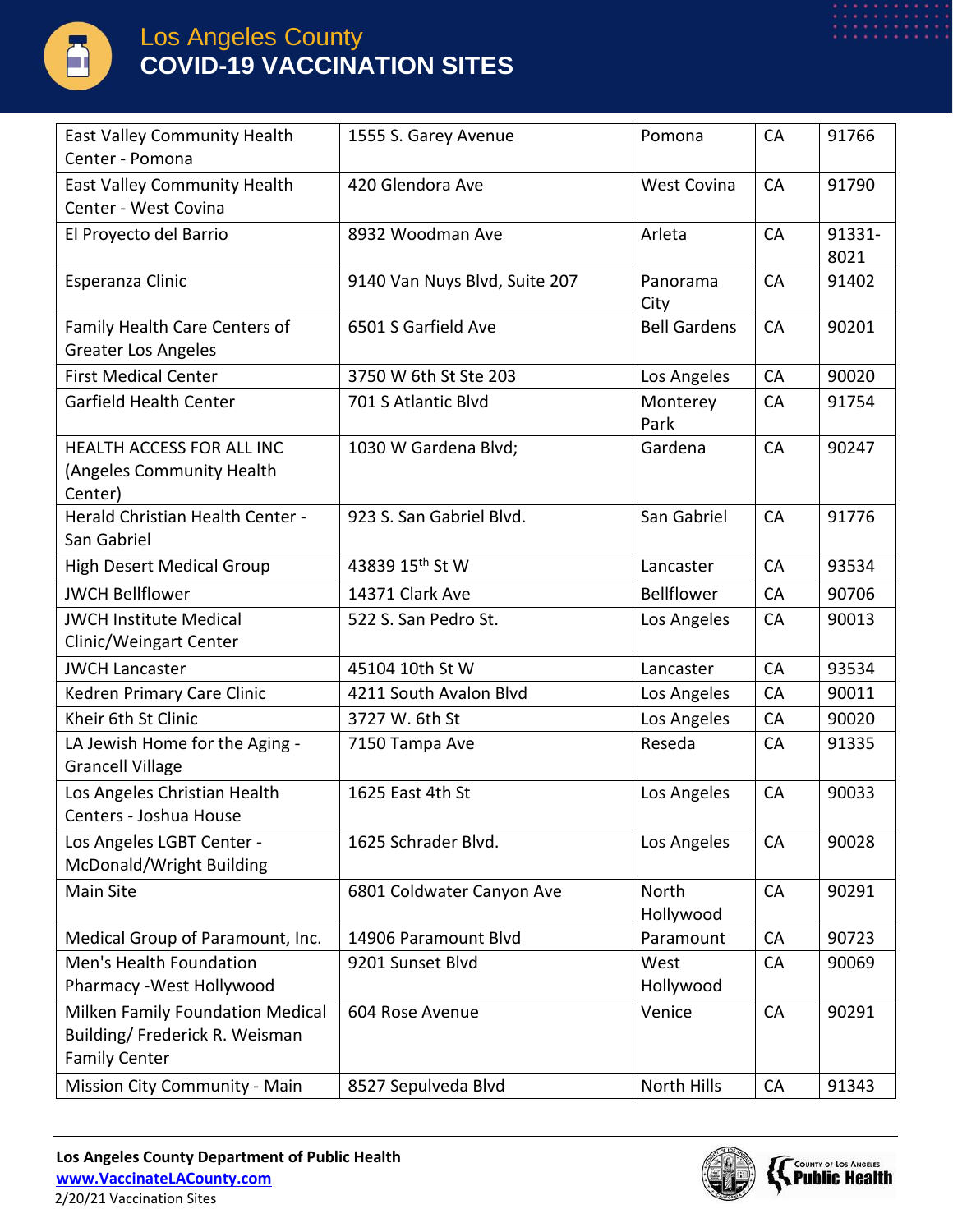# Los Angeles County COVID-19 VACCINATION SITES

| | | | | |
|---|---|---|---|---|
| East Valley Community Health Center - Pomona | 1555 S. Garey Avenue | Pomona | CA | 91766 |
| East Valley Community Health Center - West Covina | 420 Glendora Ave | West Covina | CA | 91790 |
| El Proyecto del Barrio | 8932 Woodman Ave | Arleta | CA | 91331-8021 |
| Esperanza Clinic | 9140 Van Nuys Blvd, Suite 207 | Panorama City | CA | 91402 |
| Family Health Care Centers of Greater Los Angeles | 6501 S Garfield Ave | Bell Gardens | CA | 90201 |
| First Medical Center | 3750 W 6th St Ste 203 | Los Angeles | CA | 90020 |
| Garfield Health Center | 701 S Atlantic Blvd | Monterey Park | CA | 91754 |
| HEALTH ACCESS FOR ALL INC (Angeles Community Health Center) | 1030 W Gardena Blvd; | Gardena | CA | 90247 |
| Herald Christian Health Center - San Gabriel | 923 S. San Gabriel Blvd. | San Gabriel | CA | 91776 |
| High Desert Medical Group | 43839 15th St W | Lancaster | CA | 93534 |
| JWCH Bellflower | 14371 Clark Ave | Bellflower | CA | 90706 |
| JWCH Institute Medical Clinic/Weingart Center | 522 S. San Pedro St. | Los Angeles | CA | 90013 |
| JWCH Lancaster | 45104 10th St W | Lancaster | CA | 93534 |
| Kedren Primary Care Clinic | 4211 South Avalon Blvd | Los Angeles | CA | 90011 |
| Kheir 6th St Clinic | 3727 W. 6th St | Los Angeles | CA | 90020 |
| LA Jewish Home for the Aging - Grancell Village | 7150 Tampa Ave | Reseda | CA | 91335 |
| Los Angeles Christian Health Centers - Joshua House | 1625 East 4th St | Los Angeles | CA | 90033 |
| Los Angeles LGBT Center - McDonald/Wright Building | 1625 Schrader Blvd. | Los Angeles | CA | 90028 |
| Main Site | 6801 Coldwater Canyon Ave | North Hollywood | CA | 90291 |
| Medical Group of Paramount, Inc. | 14906 Paramount Blvd | Paramount | CA | 90723 |
| Men's Health Foundation Pharmacy -West Hollywood | 9201 Sunset Blvd | West Hollywood | CA | 90069 |
| Milken Family Foundation Medical Building/ Frederick R. Weisman Family Center | 604 Rose Avenue | Venice | CA | 90291 |
| Mission City Community - Main | 8527 Sepulveda Blvd | North Hills | CA | 91343 |

**Los Angeles County Department of Public Health**
www.VaccinateLACounty.com
2/20/21 Vaccination Sites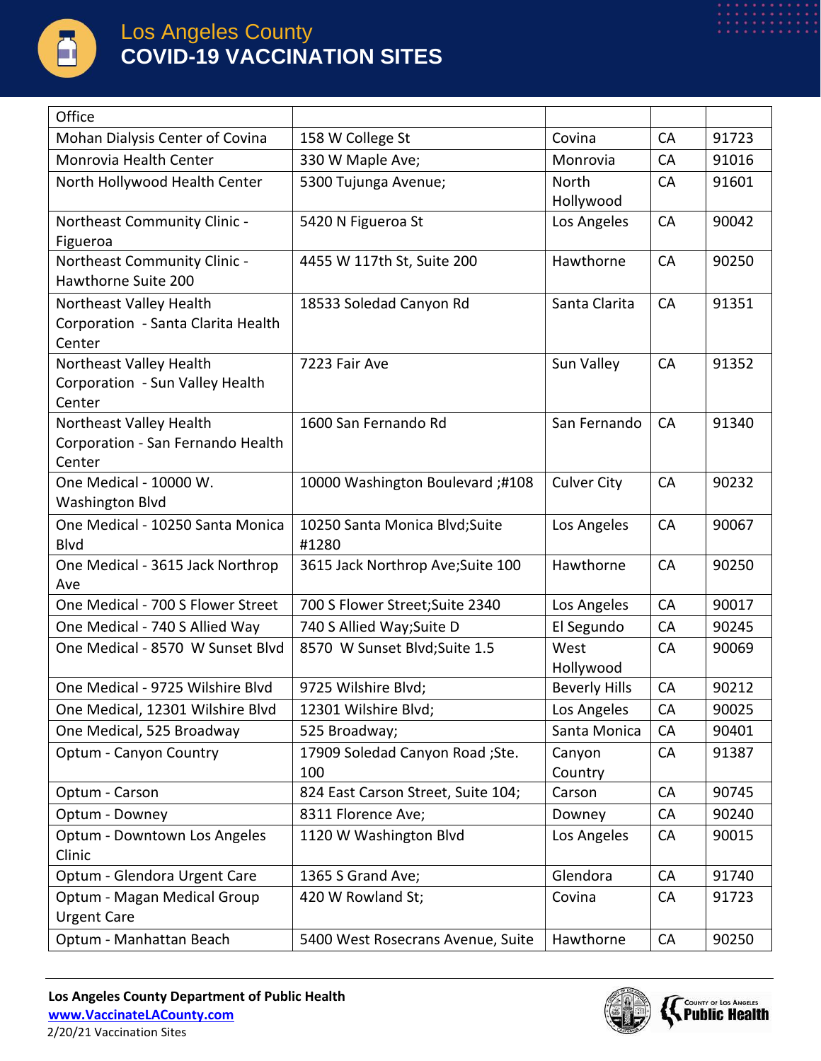| Office | | | | |
|---|---|---|---|---|
| Mohan Dialysis Center of Covina | 158 W College St | Covina | CA | 91723 |
| Monrovia Health Center | 330 W Maple Ave; | Monrovia | CA | 91016 |
| North Hollywood Health Center | 5300 Tujunga Avenue; | North Hollywood | CA | 91601 |
| Northeast Community Clinic - Figueroa | 5420 N Figueroa St | Los Angeles | CA | 90042 |
| Northeast Community Clinic - Hawthorne Suite 200 | 4455 W 117th St, Suite 200 | Hawthorne | CA | 90250 |
| Northeast Valley Health Corporation - Santa Clarita Health Center | 18533 Soledad Canyon Rd | Santa Clarita | CA | 91351 |
| Northeast Valley Health Corporation - Sun Valley Health Center | 7223 Fair Ave | Sun Valley | CA | 91352 |
| Northeast Valley Health Corporation - San Fernando Health Center | 1600 San Fernando Rd | San Fernando | CA | 91340 |
| One Medical - 10000 W. Washington Blvd | 10000 Washington Boulevard ;#108 | Culver City | CA | 90232 |
| One Medical - 10250 Santa Monica Blvd | 10250 Santa Monica Blvd;Suite #1280 | Los Angeles | CA | 90067 |
| One Medical - 3615 Jack Northrop Ave | 3615 Jack Northrop Ave;Suite 100 | Hawthorne | CA | 90250 |
| One Medical - 700 S Flower Street | 700 S Flower Street;Suite 2340 | Los Angeles | CA | 90017 |
| One Medical - 740 S Allied Way | 740 S Allied Way;Suite D | El Segundo | CA | 90245 |
| One Medical - 8570 W Sunset Blvd | 8570 W Sunset Blvd;Suite 1.5 | West Hollywood | CA | 90069 |
| One Medical - 9725 Wilshire Blvd | 9725 Wilshire Blvd; | Beverly Hills | CA | 90212 |
| One Medical, 12301 Wilshire Blvd | 12301 Wilshire Blvd; | Los Angeles | CA | 90025 |
| One Medical, 525 Broadway | 525 Broadway; | Santa Monica | CA | 90401 |
| Optum - Canyon Country | 17909 Soledad Canyon Road ;Ste. 100 | Canyon Country | CA | 91387 |
| Optum - Carson | 824 East Carson Street, Suite 104; | Carson | CA | 90745 |
| Optum - Downey | 8311 Florence Ave; | Downey | CA | 90240 |
| Optum - Downtown Los Angeles Clinic | 1120 W Washington Blvd | Los Angeles | CA | 90015 |
| Optum - Glendora Urgent Care | 1365 S Grand Ave; | Glendora | CA | 91740 |
| Optum - Magan Medical Group Urgent Care | 420 W Rowland St; | Covina | CA | 91723 |
| Optum - Manhattan Beach | 5400 West Rosecrans Avenue, Suite | Hawthorne | CA | 90250 |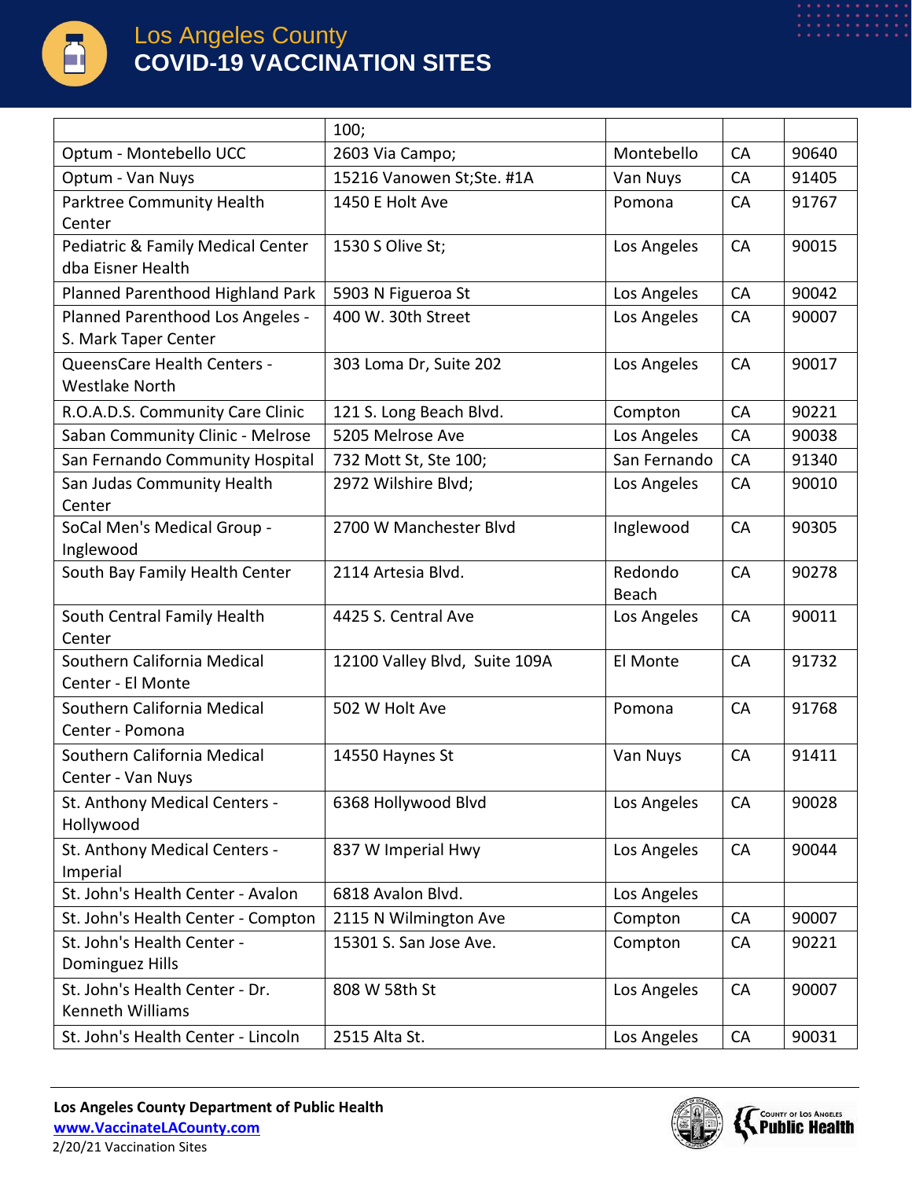|  |  |  |  |  |
|---|---|---|---|---|
|  | 100; |  |  |  |
| Optum - Montebello UCC | 2603 Via Campo; | Montebello | CA | 90640 |
| Optum - Van Nuys | 15216 Vanowen St;Ste. #1A | Van Nuys | CA | 91405 |
| Parktree Community Health Center | 1450 E Holt Ave | Pomona | CA | 91767 |
| Pediatric & Family Medical Center dba Eisner Health | 1530 S Olive St; | Los Angeles | CA | 90015 |
| Planned Parenthood Highland Park | 5903 N Figueroa St | Los Angeles | CA | 90042 |
| Planned Parenthood Los Angeles - S. Mark Taper Center | 400 W. 30th Street | Los Angeles | CA | 90007 |
| QueensCare Health Centers - Westlake North | 303 Loma Dr, Suite 202 | Los Angeles | CA | 90017 |
| R.O.A.D.S. Community Care Clinic | 121 S. Long Beach Blvd. | Compton | CA | 90221 |
| Saban Community Clinic - Melrose | 5205 Melrose Ave | Los Angeles | CA | 90038 |
| San Fernando Community Hospital | 732 Mott St, Ste 100; | San Fernando | CA | 91340 |
| San Judas Community Health Center | 2972 Wilshire Blvd; | Los Angeles | CA | 90010 |
| SoCal Men's Medical Group - Inglewood | 2700 W Manchester Blvd | Inglewood | CA | 90305 |
| South Bay Family Health Center | 2114 Artesia Blvd. | Redondo Beach | CA | 90278 |
| South Central Family Health Center | 4425 S. Central Ave | Los Angeles | CA | 90011 |
| Southern California Medical Center - El Monte | 12100 Valley Blvd, Suite 109A | El Monte | CA | 91732 |
| Southern California Medical Center - Pomona | 502 W Holt Ave | Pomona | CA | 91768 |
| Southern California Medical Center - Van Nuys | 14550 Haynes St | Van Nuys | CA | 91411 |
| St. Anthony Medical Centers - Hollywood | 6368 Hollywood Blvd | Los Angeles | CA | 90028 |
| St. Anthony Medical Centers - Imperial | 837 W Imperial Hwy | Los Angeles | CA | 90044 |
| St. John's Health Center - Avalon | 6818 Avalon Blvd. | Los Angeles |  |  |
| St. John's Health Center - Compton | 2115 N Wilmington Ave | Compton | CA | 90007 |
| St. John's Health Center - Dominguez Hills | 15301 S. San Jose Ave. | Compton | CA | 90221 |
| St. John's Health Center - Dr. Kenneth Williams | 808 W 58th St | Los Angeles | CA | 90007 |
| St. John's Health Center - Lincoln | 2515 Alta St. | Los Angeles | CA | 90031 |

**Los Angeles County Department of Public Health**
www.VaccinateLACounty.com
2/20/21 Vaccination Sites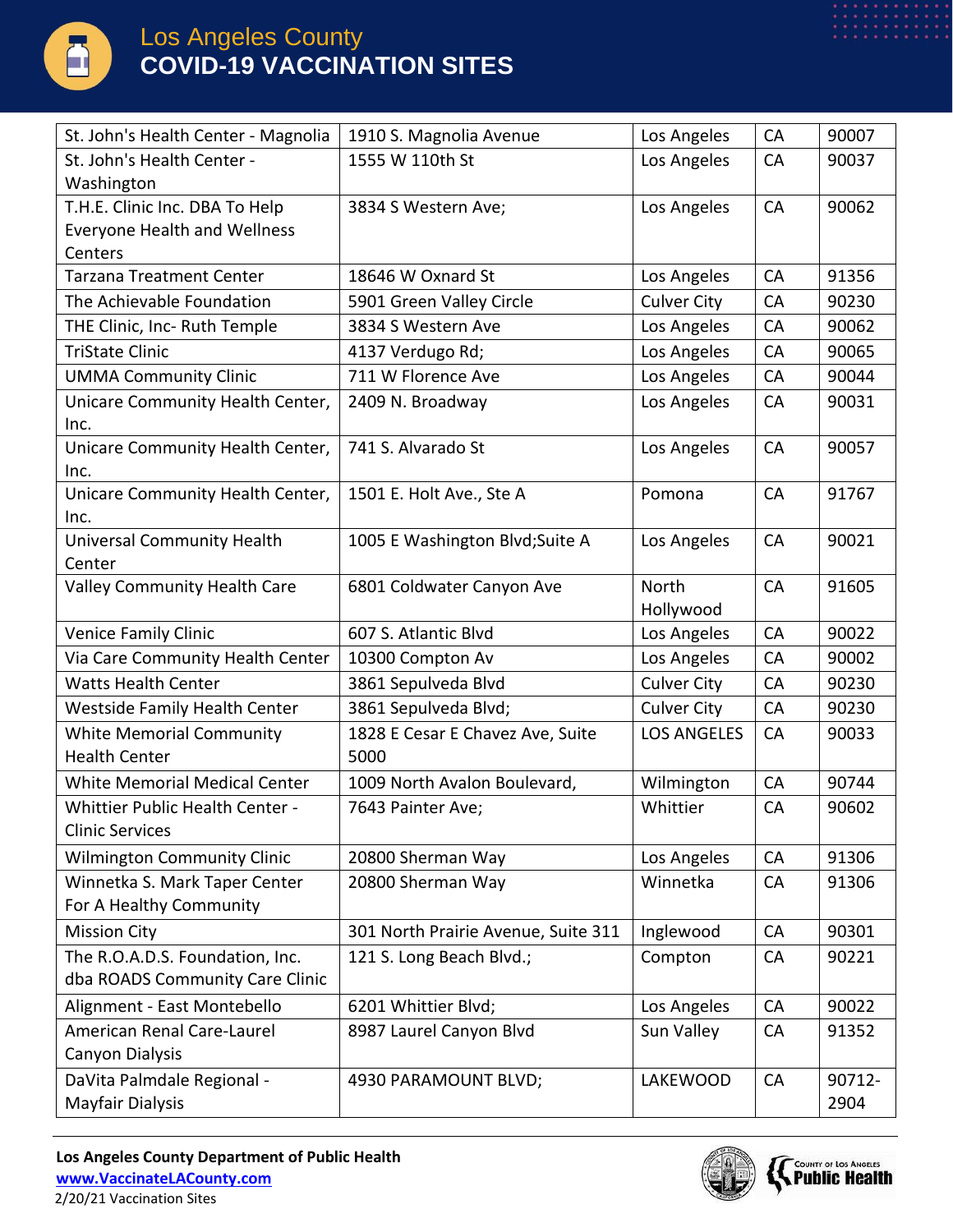| St. John's Health Center - Magnolia | 1910 S. Magnolia Avenue | Los Angeles | CA | 90007 |
|---|---|---|---|---|
| St. John's Health Center - Washington | 1555 W 110th St | Los Angeles | CA | 90037 |
| T.H.E. Clinic Inc. DBA To Help Everyone Health and Wellness Centers | 3834 S Western Ave; | Los Angeles | CA | 90062 |
| Tarzana Treatment Center | 18646 W Oxnard St | Los Angeles | CA | 91356 |
| The Achievable Foundation | 5901 Green Valley Circle | Culver City | CA | 90230 |
| THE Clinic, Inc- Ruth Temple | 3834 S Western Ave | Los Angeles | CA | 90062 |
| TriState Clinic | 4137 Verdugo Rd; | Los Angeles | CA | 90065 |
| UMMA Community Clinic | 711 W Florence Ave | Los Angeles | CA | 90044 |
| Unicare Community Health Center, Inc. | 2409 N. Broadway | Los Angeles | CA | 90031 |
| Unicare Community Health Center, Inc. | 741 S. Alvarado St | Los Angeles | CA | 90057 |
| Unicare Community Health Center, Inc. | 1501 E. Holt Ave., Ste A | Pomona | CA | 91767 |
| Universal Community Health Center | 1005 E Washington Blvd;Suite A | Los Angeles | CA | 90021 |
| Valley Community Health Care | 6801 Coldwater Canyon Ave | North Hollywood | CA | 91605 |
| Venice Family Clinic | 607 S. Atlantic Blvd | Los Angeles | CA | 90022 |
| Via Care Community Health Center | 10300 Compton Av | Los Angeles | CA | 90002 |
| Watts Health Center | 3861 Sepulveda Blvd | Culver City | CA | 90230 |
| Westside Family Health Center | 3861 Sepulveda Blvd; | Culver City | CA | 90230 |
| White Memorial Community Health Center | 1828 E Cesar E Chavez Ave, Suite 5000 | LOS ANGELES | CA | 90033 |
| White Memorial Medical Center | 1009 North Avalon Boulevard, | Wilmington | CA | 90744 |
| Whittier Public Health Center - Clinic Services | 7643 Painter Ave; | Whittier | CA | 90602 |
| Wilmington Community Clinic | 20800 Sherman Way | Los Angeles | CA | 91306 |
| Winnetka S. Mark Taper Center For A Healthy Community | 20800 Sherman Way | Winnetka | CA | 91306 |
| Mission City | 301 North Prairie Avenue, Suite 311 | Inglewood | CA | 90301 |
| The R.O.A.D.S. Foundation, Inc. dba ROADS Community Care Clinic | 121 S. Long Beach Blvd.; | Compton | CA | 90221 |
| Alignment - East Montebello | 6201 Whittier Blvd; | Los Angeles | CA | 90022 |
| American Renal Care-Laurel Canyon Dialysis | 8987 Laurel Canyon Blvd | Sun Valley | CA | 91352 |
| DaVita Palmdale Regional - Mayfair Dialysis | 4930 PARAMOUNT BLVD; | LAKEWOOD | CA | 90712-2904 |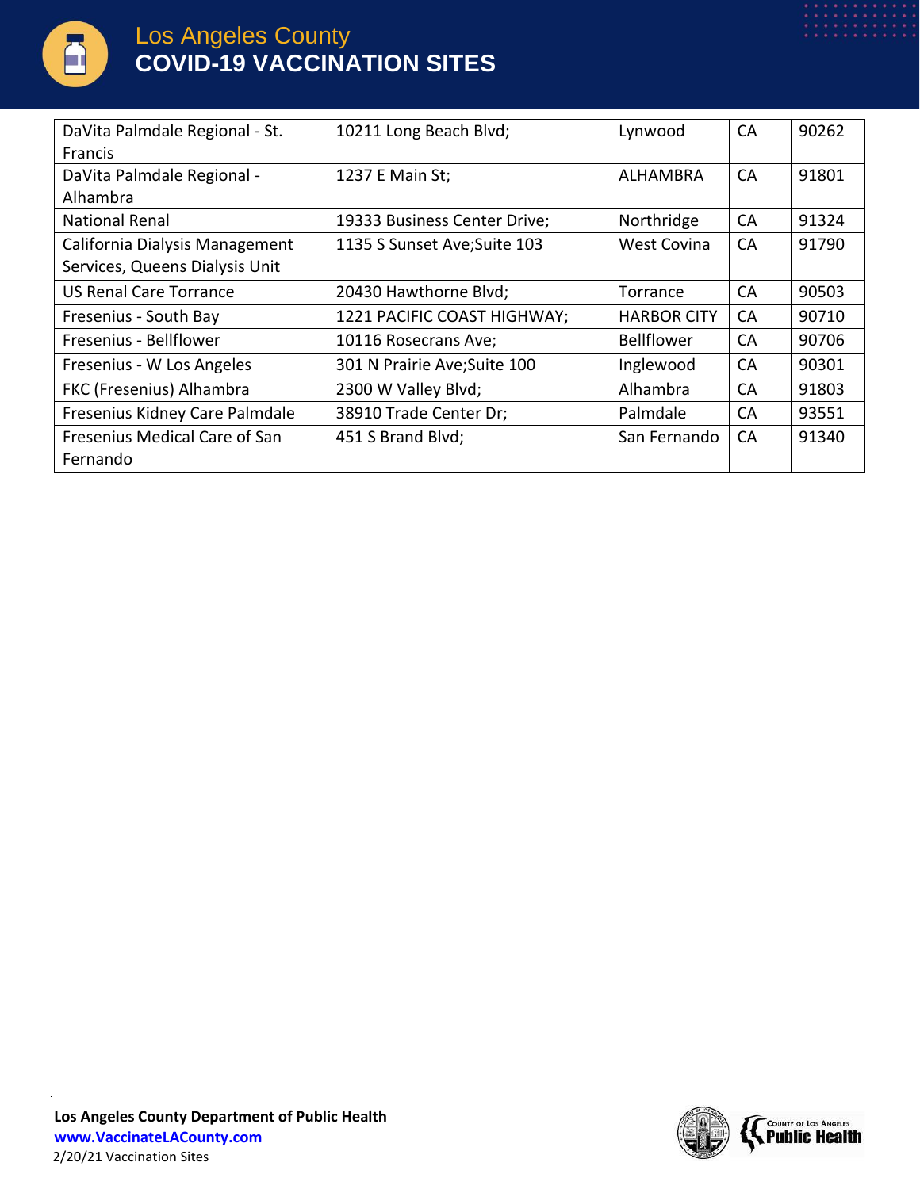# Los Angeles County
## COVID-19 VACCINATION SITES

| | | | | |
|---|---|---|---|---|
| DaVita Palmdale Regional - St. Francis | 10211 Long Beach Blvd; | Lynwood | CA | 90262 |
| DaVita Palmdale Regional - Alhambra | 1237 E Main St; | ALHAMBRA | CA | 91801 |
| National Renal | 19333 Business Center Drive; | Northridge | CA | 91324 |
| California Dialysis Management Services, Queens Dialysis Unit | 1135 S Sunset Ave;Suite 103 | West Covina | CA | 91790 |
| US Renal Care Torrance | 20430 Hawthorne Blvd; | Torrance | CA | 90503 |
| Fresenius - South Bay | 1221 PACIFIC COAST HIGHWAY; | HARBOR CITY | CA | 90710 |
| Fresenius - Bellflower | 10116 Rosecrans Ave; | Bellflower | CA | 90706 |
| Fresenius - W Los Angeles | 301 N Prairie Ave;Suite 100 | Inglewood | CA | 90301 |
| FKC (Fresenius) Alhambra | 2300 W Valley Blvd; | Alhambra | CA | 91803 |
| Fresenius Kidney Care Palmdale | 38910 Trade Center Dr; | Palmdale | CA | 93551 |
| Fresenius Medical Care of San Fernando | 451 S Brand Blvd; | San Fernando | CA | 91340 |

**Los Angeles County Department of Public Health**
**www.VaccinateLACounty.com**
2/20/21 Vaccination Sites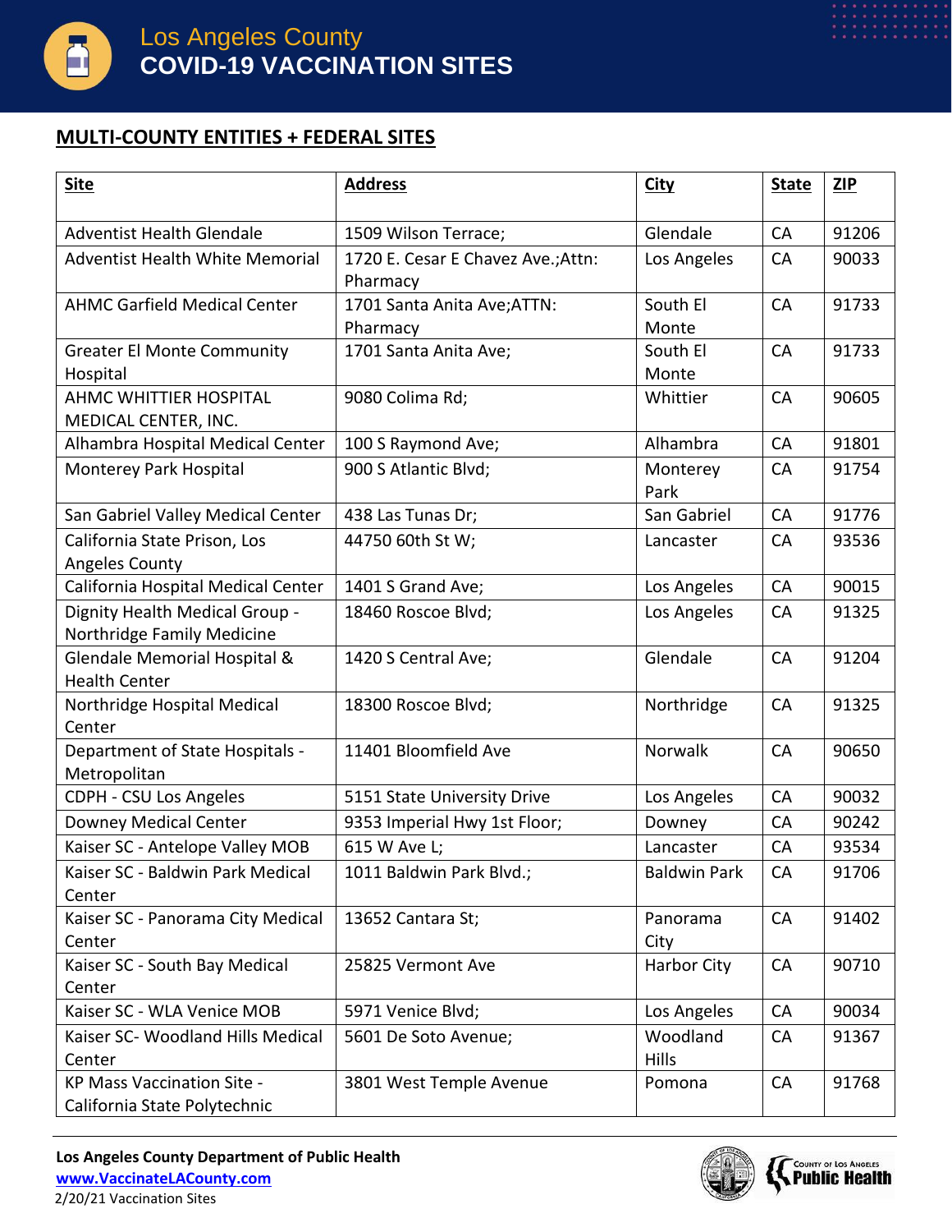# Los Angeles County
## COVID-19 VACCINATION SITES

### MULTI-COUNTY ENTITIES + FEDERAL SITES

| Site | Address | City | State | ZIP |
|---|---|---|---|---|
| Adventist Health Glendale | 1509 Wilson Terrace; | Glendale | CA | 91206 |
| Adventist Health White Memorial | 1720 E. Cesar E Chavez Ave.;Attn: Pharmacy | Los Angeles | CA | 90033 |
| AHMC Garfield Medical Center | 1701 Santa Anita Ave;ATTN: Pharmacy | South El Monte | CA | 91733 |
| Greater El Monte Community Hospital | 1701 Santa Anita Ave; | South El Monte | CA | 91733 |
| AHMC WHITTIER HOSPITAL MEDICAL CENTER, INC. | 9080 Colima Rd; | Whittier | CA | 90605 |
| Alhambra Hospital Medical Center | 100 S Raymond Ave; | Alhambra | CA | 91801 |
| Monterey Park Hospital | 900 S Atlantic Blvd; | Monterey Park | CA | 91754 |
| San Gabriel Valley Medical Center | 438 Las Tunas Dr; | San Gabriel | CA | 91776 |
| California State Prison, Los Angeles County | 44750 60th St W; | Lancaster | CA | 93536 |
| California Hospital Medical Center | 1401 S Grand Ave; | Los Angeles | CA | 90015 |
| Dignity Health Medical Group - Northridge Family Medicine | 18460 Roscoe Blvd; | Los Angeles | CA | 91325 |
| Glendale Memorial Hospital & Health Center | 1420 S Central Ave; | Glendale | CA | 91204 |
| Northridge Hospital Medical Center | 18300 Roscoe Blvd; | Northridge | CA | 91325 |
| Department of State Hospitals - Metropolitan | 11401 Bloomfield Ave | Norwalk | CA | 90650 |
| CDPH - CSU Los Angeles | 5151 State University Drive | Los Angeles | CA | 90032 |
| Downey Medical Center | 9353 Imperial Hwy 1st Floor; | Downey | CA | 90242 |
| Kaiser SC - Antelope Valley MOB | 615 W Ave L; | Lancaster | CA | 93534 |
| Kaiser SC - Baldwin Park Medical Center | 1011 Baldwin Park Blvd.; | Baldwin Park | CA | 91706 |
| Kaiser SC - Panorama City Medical Center | 13652 Cantara St; | Panorama City | CA | 91402 |
| Kaiser SC - South Bay Medical Center | 25825 Vermont Ave | Harbor City | CA | 90710 |
| Kaiser SC - WLA Venice MOB | 5971 Venice Blvd; | Los Angeles | CA | 90034 |
| Kaiser SC- Woodland Hills Medical Center | 5601 De Soto Avenue; | Woodland Hills | CA | 91367 |
| KP Mass Vaccination Site - California State Polytechnic | 3801 West Temple Avenue | Pomona | CA | 91768 |

**Los Angeles County Department of Public Health**
www.VaccinateLACounty.com
2/20/21 Vaccination Sites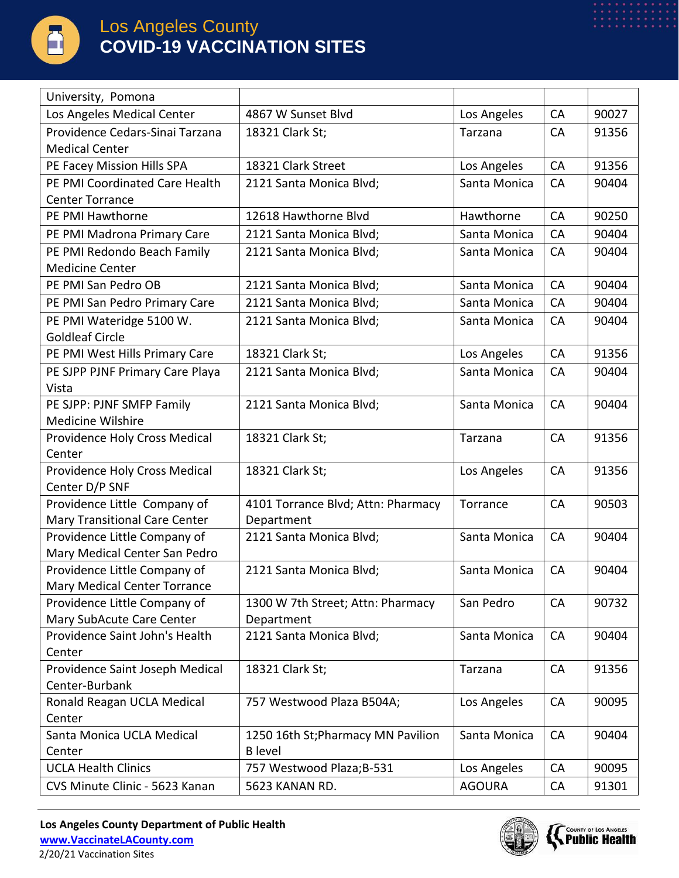| University, Pomona | | | | |
|---|---|---|---|---|
| Los Angeles Medical Center | 4867 W Sunset Blvd | Los Angeles | CA | 90027 |
| Providence Cedars-Sinai Tarzana Medical Center | 18321 Clark St; | Tarzana | CA | 91356 |
| PE Facey Mission Hills SPA | 18321 Clark Street | Los Angeles | CA | 91356 |
| PE PMI Coordinated Care Health Center Torrance | 2121 Santa Monica Blvd; | Santa Monica | CA | 90404 |
| PE PMI Hawthorne | 12618 Hawthorne Blvd | Hawthorne | CA | 90250 |
| PE PMI Madrona Primary Care | 2121 Santa Monica Blvd; | Santa Monica | CA | 90404 |
| PE PMI Redondo Beach Family Medicine Center | 2121 Santa Monica Blvd; | Santa Monica | CA | 90404 |
| PE PMI San Pedro OB | 2121 Santa Monica Blvd; | Santa Monica | CA | 90404 |
| PE PMI San Pedro Primary Care | 2121 Santa Monica Blvd; | Santa Monica | CA | 90404 |
| PE PMI Wateridge 5100 W. Goldleaf Circle | 2121 Santa Monica Blvd; | Santa Monica | CA | 90404 |
| PE PMI West Hills Primary Care | 18321 Clark St; | Los Angeles | CA | 91356 |
| PE SJPP PJNF Primary Care Playa Vista | 2121 Santa Monica Blvd; | Santa Monica | CA | 90404 |
| PE SJPP: PJNF SMFP Family Medicine Wilshire | 2121 Santa Monica Blvd; | Santa Monica | CA | 90404 |
| Providence Holy Cross Medical Center | 18321 Clark St; | Tarzana | CA | 91356 |
| Providence Holy Cross Medical Center D/P SNF | 18321 Clark St; | Los Angeles | CA | 91356 |
| Providence Little Company of Mary Transitional Care Center | 4101 Torrance Blvd; Attn: Pharmacy Department | Torrance | CA | 90503 |
| Providence Little Company of Mary Medical Center San Pedro | 2121 Santa Monica Blvd; | Santa Monica | CA | 90404 |
| Providence Little Company of Mary Medical Center Torrance | 2121 Santa Monica Blvd; | Santa Monica | CA | 90404 |
| Providence Little Company of Mary SubAcute Care Center | 1300 W 7th Street; Attn: Pharmacy Department | San Pedro | CA | 90732 |
| Providence Saint John's Health Center | 2121 Santa Monica Blvd; | Santa Monica | CA | 90404 |
| Providence Saint Joseph Medical Center-Burbank | 18321 Clark St; | Tarzana | CA | 91356 |
| Ronald Reagan UCLA Medical Center | 757 Westwood Plaza B504A; | Los Angeles | CA | 90095 |
| Santa Monica UCLA Medical Center | 1250 16th St;Pharmacy MN Pavilion B level | Santa Monica | CA | 90404 |
| UCLA Health Clinics | 757 Westwood Plaza;B-531 | Los Angeles | CA | 90095 |
| CVS Minute Clinic - 5623 Kanan | 5623 KANAN RD. | AGOURA | CA | 91301 |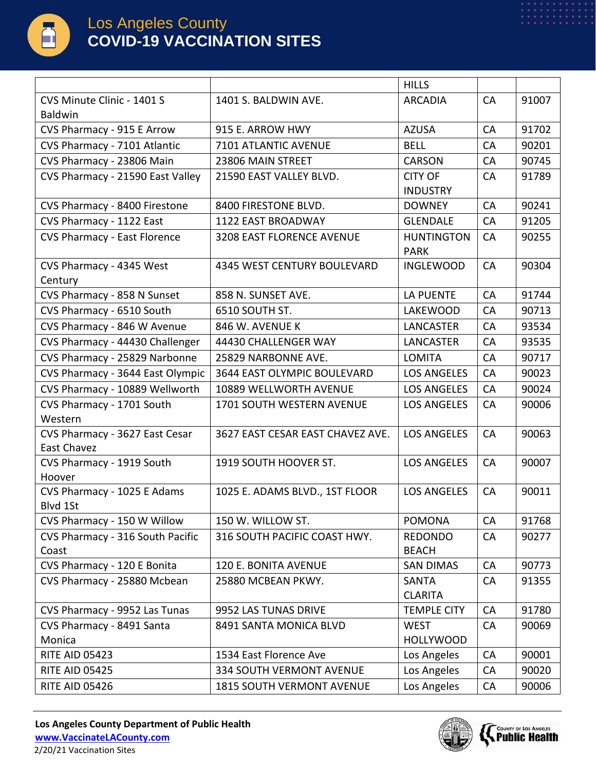| | | HILLS | | |
|---|---|---|---|---|
| CVS Minute Clinic - 1401 S Baldwin | 1401 S. BALDWIN AVE. | ARCADIA | CA | 91007 |
| CVS Pharmacy - 915 E Arrow | 915 E. ARROW HWY | AZUSA | CA | 91702 |
| CVS Pharmacy - 7101 Atlantic | 7101 ATLANTIC AVENUE | BELL | CA | 90201 |
| CVS Pharmacy - 23806 Main | 23806 MAIN STREET | CARSON | CA | 90745 |
| CVS Pharmacy - 21590 East Valley | 21590 EAST VALLEY BLVD. | CITY OF INDUSTRY | CA | 91789 |
| CVS Pharmacy - 8400 Firestone | 8400 FIRESTONE BLVD. | DOWNEY | CA | 90241 |
| CVS Pharmacy - 1122 East | 1122 EAST BROADWAY | GLENDALE | CA | 91205 |
| CVS Pharmacy - East Florence | 3208 EAST FLORENCE AVENUE | HUNTINGTON PARK | CA | 90255 |
| CVS Pharmacy - 4345 West Century | 4345 WEST CENTURY BOULEVARD | INGLEWOOD | CA | 90304 |
| CVS Pharmacy - 858 N Sunset | 858 N. SUNSET AVE. | LA PUENTE | CA | 91744 |
| CVS Pharmacy - 6510 South | 6510 SOUTH ST. | LAKEWOOD | CA | 90713 |
| CVS Pharmacy - 846 W Avenue | 846 W. AVENUE K | LANCASTER | CA | 93534 |
| CVS Pharmacy - 44430 Challenger | 44430 CHALLENGER WAY | LANCASTER | CA | 93535 |
| CVS Pharmacy - 25829 Narbonne | 25829 NARBONNE AVE. | LOMITA | CA | 90717 |
| CVS Pharmacy - 3644 East Olympic | 3644 EAST OLYMPIC BOULEVARD | LOS ANGELES | CA | 90023 |
| CVS Pharmacy - 10889 Wellworth | 10889 WELLWORTH AVENUE | LOS ANGELES | CA | 90024 |
| CVS Pharmacy - 1701 South Western | 1701 SOUTH WESTERN AVENUE | LOS ANGELES | CA | 90006 |
| CVS Pharmacy - 3627 East Cesar East Chavez | 3627 EAST CESAR EAST CHAVEZ AVE. | LOS ANGELES | CA | 90063 |
| CVS Pharmacy - 1919 South Hoover | 1919 SOUTH HOOVER ST. | LOS ANGELES | CA | 90007 |
| CVS Pharmacy - 1025 E Adams Blvd 1St | 1025 E. ADAMS BLVD., 1ST FLOOR | LOS ANGELES | CA | 90011 |
| CVS Pharmacy - 150 W Willow | 150 W. WILLOW ST. | POMONA | CA | 91768 |
| CVS Pharmacy - 316 South Pacific Coast | 316 SOUTH PACIFIC COAST HWY. | REDONDO BEACH | CA | 90277 |
| CVS Pharmacy - 120 E Bonita | 120 E. BONITA AVENUE | SAN DIMAS | CA | 90773 |
| CVS Pharmacy - 25880 Mcbean | 25880 MCBEAN PKWY. | SANTA CLARITA | CA | 91355 |
| CVS Pharmacy - 9952 Las Tunas | 9952 LAS TUNAS DRIVE | TEMPLE CITY | CA | 91780 |
| CVS Pharmacy - 8491 Santa Monica | 8491 SANTA MONICA BLVD | WEST HOLLYWOOD | CA | 90069 |
| RITE AID 05423 | 1534 East Florence Ave | Los Angeles | CA | 90001 |
| RITE AID 05425 | 334 SOUTH VERMONT AVENUE | Los Angeles | CA | 90020 |
| RITE AID 05426 | 1815 SOUTH VERMONT AVENUE | Los Angeles | CA | 90006 |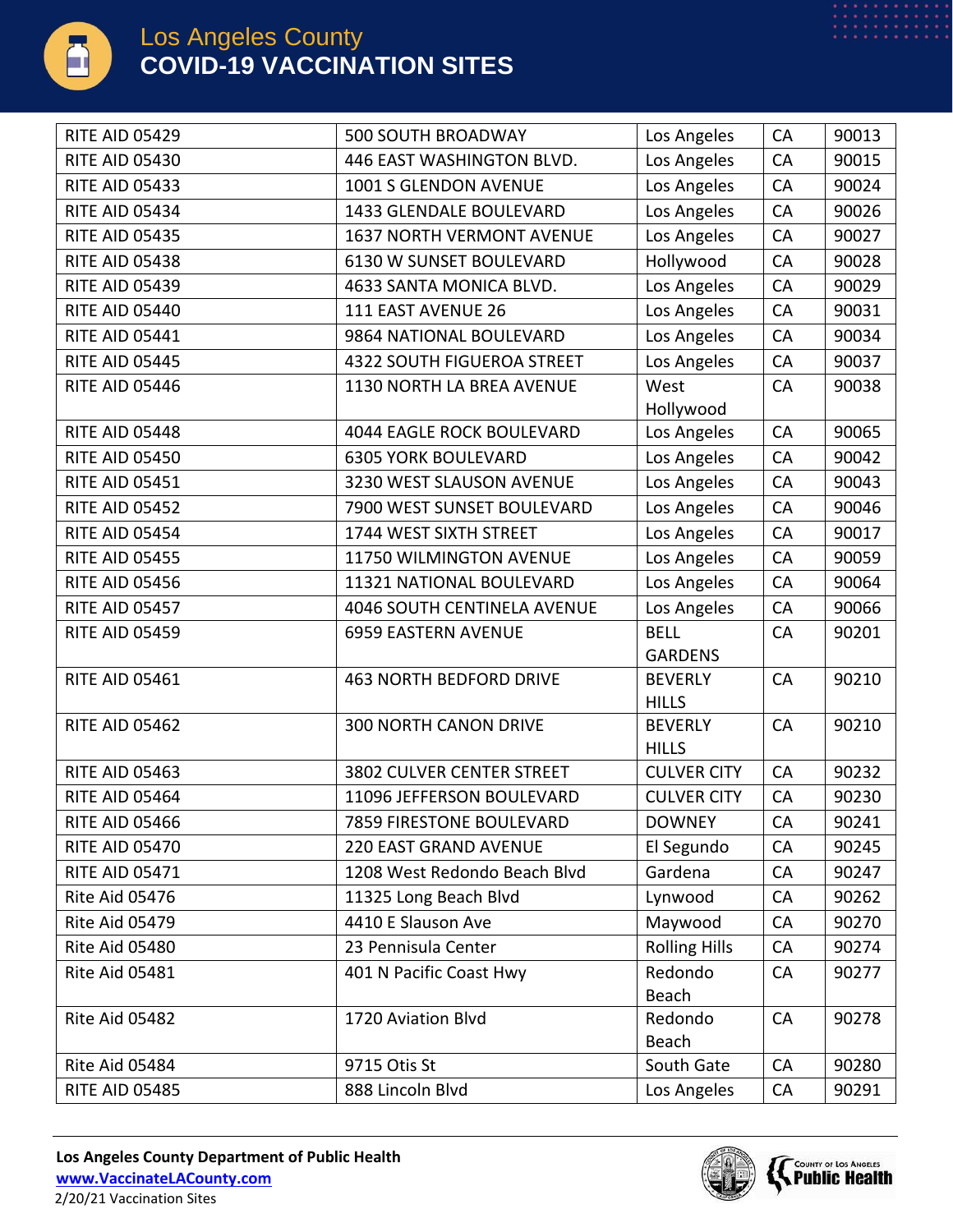| | | | | |
|---|---|---|---|---|
| RITE AID 05429 | 500 SOUTH BROADWAY | Los Angeles | CA | 90013 |
| RITE AID 05430 | 446 EAST WASHINGTON BLVD. | Los Angeles | CA | 90015 |
| RITE AID 05433 | 1001 S GLENDON AVENUE | Los Angeles | CA | 90024 |
| RITE AID 05434 | 1433 GLENDALE BOULEVARD | Los Angeles | CA | 90026 |
| RITE AID 05435 | 1637 NORTH VERMONT AVENUE | Los Angeles | CA | 90027 |
| RITE AID 05438 | 6130 W SUNSET BOULEVARD | Hollywood | CA | 90028 |
| RITE AID 05439 | 4633 SANTA MONICA BLVD. | Los Angeles | CA | 90029 |
| RITE AID 05440 | 111 EAST AVENUE 26 | Los Angeles | CA | 90031 |
| RITE AID 05441 | 9864 NATIONAL BOULEVARD | Los Angeles | CA | 90034 |
| RITE AID 05445 | 4322 SOUTH FIGUEROA STREET | Los Angeles | CA | 90037 |
| RITE AID 05446 | 1130 NORTH LA BREA AVENUE | West Hollywood | CA | 90038 |
| RITE AID 05448 | 4044 EAGLE ROCK BOULEVARD | Los Angeles | CA | 90065 |
| RITE AID 05450 | 6305 YORK BOULEVARD | Los Angeles | CA | 90042 |
| RITE AID 05451 | 3230 WEST SLAUSON AVENUE | Los Angeles | CA | 90043 |
| RITE AID 05452 | 7900 WEST SUNSET BOULEVARD | Los Angeles | CA | 90046 |
| RITE AID 05454 | 1744 WEST SIXTH STREET | Los Angeles | CA | 90017 |
| RITE AID 05455 | 11750 WILMINGTON AVENUE | Los Angeles | CA | 90059 |
| RITE AID 05456 | 11321 NATIONAL BOULEVARD | Los Angeles | CA | 90064 |
| RITE AID 05457 | 4046 SOUTH CENTINELA AVENUE | Los Angeles | CA | 90066 |
| RITE AID 05459 | 6959 EASTERN AVENUE | BELL GARDENS | CA | 90201 |
| RITE AID 05461 | 463 NORTH BEDFORD DRIVE | BEVERLY HILLS | CA | 90210 |
| RITE AID 05462 | 300 NORTH CANON DRIVE | BEVERLY HILLS | CA | 90210 |
| RITE AID 05463 | 3802 CULVER CENTER STREET | CULVER CITY | CA | 90232 |
| RITE AID 05464 | 11096 JEFFERSON BOULEVARD | CULVER CITY | CA | 90230 |
| RITE AID 05466 | 7859 FIRESTONE BOULEVARD | DOWNEY | CA | 90241 |
| RITE AID 05470 | 220 EAST GRAND AVENUE | El Segundo | CA | 90245 |
| RITE AID 05471 | 1208 West Redondo Beach Blvd | Gardena | CA | 90247 |
| Rite Aid 05476 | 11325 Long Beach Blvd | Lynwood | CA | 90262 |
| Rite Aid 05479 | 4410 E Slauson Ave | Maywood | CA | 90270 |
| Rite Aid 05480 | 23 Pennisula Center | Rolling Hills | CA | 90274 |
| Rite Aid 05481 | 401 N Pacific Coast Hwy | Redondo Beach | CA | 90277 |
| Rite Aid 05482 | 1720 Aviation Blvd | Redondo Beach | CA | 90278 |
| Rite Aid 05484 | 9715 Otis St | South Gate | CA | 90280 |
| RITE AID 05485 | 888 Lincoln Blvd | Los Angeles | CA | 90291 |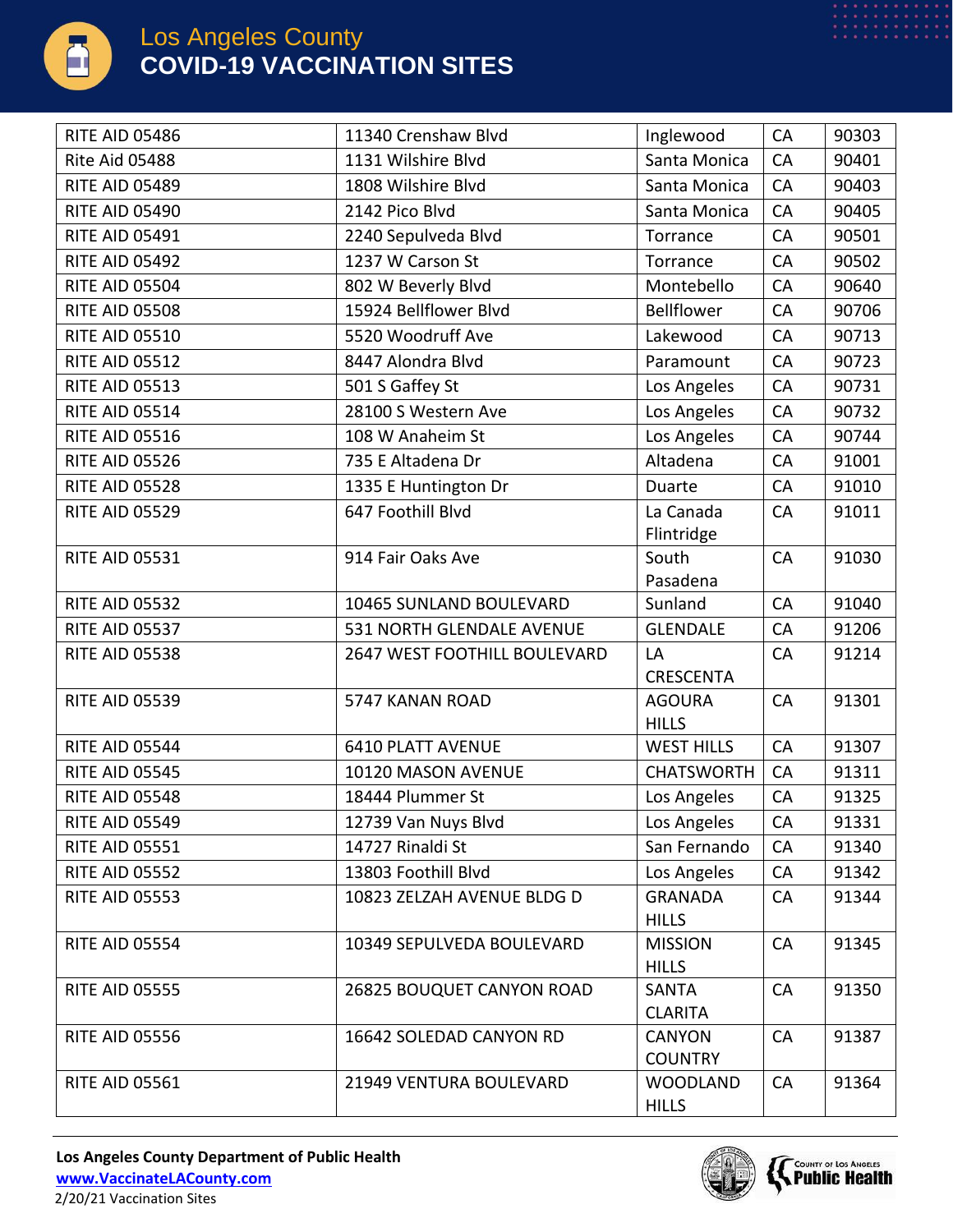# Los Angeles County
## COVID-19 VACCINATION SITES

| | | | | |
|---|---|---|---|---|
| RITE AID 05486 | 11340 Crenshaw Blvd | Inglewood | CA | 90303 |
| Rite Aid 05488 | 1131 Wilshire Blvd | Santa Monica | CA | 90401 |
| RITE AID 05489 | 1808 Wilshire Blvd | Santa Monica | CA | 90403 |
| RITE AID 05490 | 2142 Pico Blvd | Santa Monica | CA | 90405 |
| RITE AID 05491 | 2240 Sepulveda Blvd | Torrance | CA | 90501 |
| RITE AID 05492 | 1237 W Carson St | Torrance | CA | 90502 |
| RITE AID 05504 | 802 W Beverly Blvd | Montebello | CA | 90640 |
| RITE AID 05508 | 15924 Bellflower Blvd | Bellflower | CA | 90706 |
| RITE AID 05510 | 5520 Woodruff Ave | Lakewood | CA | 90713 |
| RITE AID 05512 | 8447 Alondra Blvd | Paramount | CA | 90723 |
| RITE AID 05513 | 501 S Gaffey St | Los Angeles | CA | 90731 |
| RITE AID 05514 | 28100 S Western Ave | Los Angeles | CA | 90732 |
| RITE AID 05516 | 108 W Anaheim St | Los Angeles | CA | 90744 |
| RITE AID 05526 | 735 E Altadena Dr | Altadena | CA | 91001 |
| RITE AID 05528 | 1335 E Huntington Dr | Duarte | CA | 91010 |
| RITE AID 05529 | 647 Foothill Blvd | La Canada Flintridge | CA | 91011 |
| RITE AID 05531 | 914 Fair Oaks Ave | South Pasadena | CA | 91030 |
| RITE AID 05532 | 10465 SUNLAND BOULEVARD | Sunland | CA | 91040 |
| RITE AID 05537 | 531 NORTH GLENDALE AVENUE | GLENDALE | CA | 91206 |
| RITE AID 05538 | 2647 WEST FOOTHILL BOULEVARD | LA CRESCENTA | CA | 91214 |
| RITE AID 05539 | 5747 KANAN ROAD | AGOURA HILLS | CA | 91301 |
| RITE AID 05544 | 6410 PLATT AVENUE | WEST HILLS | CA | 91307 |
| RITE AID 05545 | 10120 MASON AVENUE | CHATSWORTH | CA | 91311 |
| RITE AID 05548 | 18444 Plummer St | Los Angeles | CA | 91325 |
| RITE AID 05549 | 12739 Van Nuys Blvd | Los Angeles | CA | 91331 |
| RITE AID 05551 | 14727 Rinaldi St | San Fernando | CA | 91340 |
| RITE AID 05552 | 13803 Foothill Blvd | Los Angeles | CA | 91342 |
| RITE AID 05553 | 10823 ZELZAH AVENUE BLDG D | GRANADA HILLS | CA | 91344 |
| RITE AID 05554 | 10349 SEPULVEDA BOULEVARD | MISSION HILLS | CA | 91345 |
| RITE AID 05555 | 26825 BOUQUET CANYON ROAD | SANTA CLARITA | CA | 91350 |
| RITE AID 05556 | 16642 SOLEDAD CANYON RD | CANYON COUNTRY | CA | 91387 |
| RITE AID 05561 | 21949 VENTURA BOULEVARD | WOODLAND HILLS | CA | 91364 |

**Los Angeles County Department of Public Health**
www.VaccinateLACounty.com
2/20/21 Vaccination Sites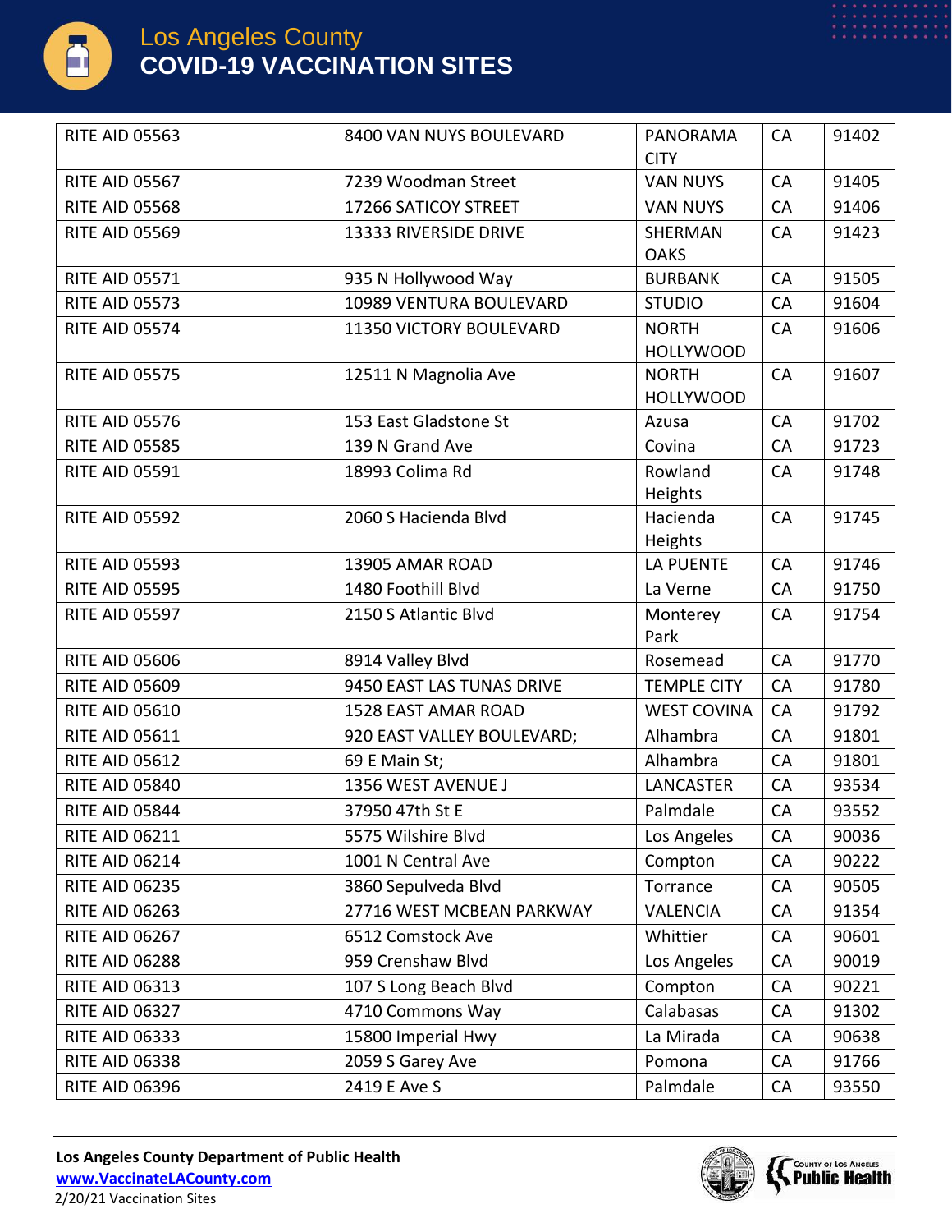# Los Angeles County
# COVID-19 VACCINATION SITES

| | | | | |
|---|---|---|---|---|
| RITE AID 05563 | 8400 VAN NUYS BOULEVARD | PANORAMA CITY | CA | 91402 |
| RITE AID 05567 | 7239 Woodman Street | VAN NUYS | CA | 91405 |
| RITE AID 05568 | 17266 SATICOY STREET | VAN NUYS | CA | 91406 |
| RITE AID 05569 | 13333 RIVERSIDE DRIVE | SHERMAN OAKS | CA | 91423 |
| RITE AID 05571 | 935 N Hollywood Way | BURBANK | CA | 91505 |
| RITE AID 05573 | 10989 VENTURA BOULEVARD | STUDIO | CA | 91604 |
| RITE AID 05574 | 11350 VICTORY BOULEVARD | NORTH HOLLYWOOD | CA | 91606 |
| RITE AID 05575 | 12511 N Magnolia Ave | NORTH HOLLYWOOD | CA | 91607 |
| RITE AID 05576 | 153 East Gladstone St | Azusa | CA | 91702 |
| RITE AID 05585 | 139 N Grand Ave | Covina | CA | 91723 |
| RITE AID 05591 | 18993 Colima Rd | Rowland Heights | CA | 91748 |
| RITE AID 05592 | 2060 S Hacienda Blvd | Hacienda Heights | CA | 91745 |
| RITE AID 05593 | 13905 AMAR ROAD | LA PUENTE | CA | 91746 |
| RITE AID 05595 | 1480 Foothill Blvd | La Verne | CA | 91750 |
| RITE AID 05597 | 2150 S Atlantic Blvd | Monterey Park | CA | 91754 |
| RITE AID 05606 | 8914 Valley Blvd | Rosemead | CA | 91770 |
| RITE AID 05609 | 9450 EAST LAS TUNAS DRIVE | TEMPLE CITY | CA | 91780 |
| RITE AID 05610 | 1528 EAST AMAR ROAD | WEST COVINA | CA | 91792 |
| RITE AID 05611 | 920 EAST VALLEY BOULEVARD; | Alhambra | CA | 91801 |
| RITE AID 05612 | 69 E Main St; | Alhambra | CA | 91801 |
| RITE AID 05840 | 1356 WEST AVENUE J | LANCASTER | CA | 93534 |
| RITE AID 05844 | 37950 47th St E | Palmdale | CA | 93552 |
| RITE AID 06211 | 5575 Wilshire Blvd | Los Angeles | CA | 90036 |
| RITE AID 06214 | 1001 N Central Ave | Compton | CA | 90222 |
| RITE AID 06235 | 3860 Sepulveda Blvd | Torrance | CA | 90505 |
| RITE AID 06263 | 27716 WEST MCBEAN PARKWAY | VALENCIA | CA | 91354 |
| RITE AID 06267 | 6512 Comstock Ave | Whittier | CA | 90601 |
| RITE AID 06288 | 959 Crenshaw Blvd | Los Angeles | CA | 90019 |
| RITE AID 06313 | 107 S Long Beach Blvd | Compton | CA | 90221 |
| RITE AID 06327 | 4710 Commons Way | Calabasas | CA | 91302 |
| RITE AID 06333 | 15800 Imperial Hwy | La Mirada | CA | 90638 |
| RITE AID 06338 | 2059 S Garey Ave | Pomona | CA | 91766 |
| RITE AID 06396 | 2419 E Ave S | Palmdale | CA | 93550 |

**Los Angeles County Department of Public Health**
www.VaccinateLACounty.com
2/20/21 Vaccination Sites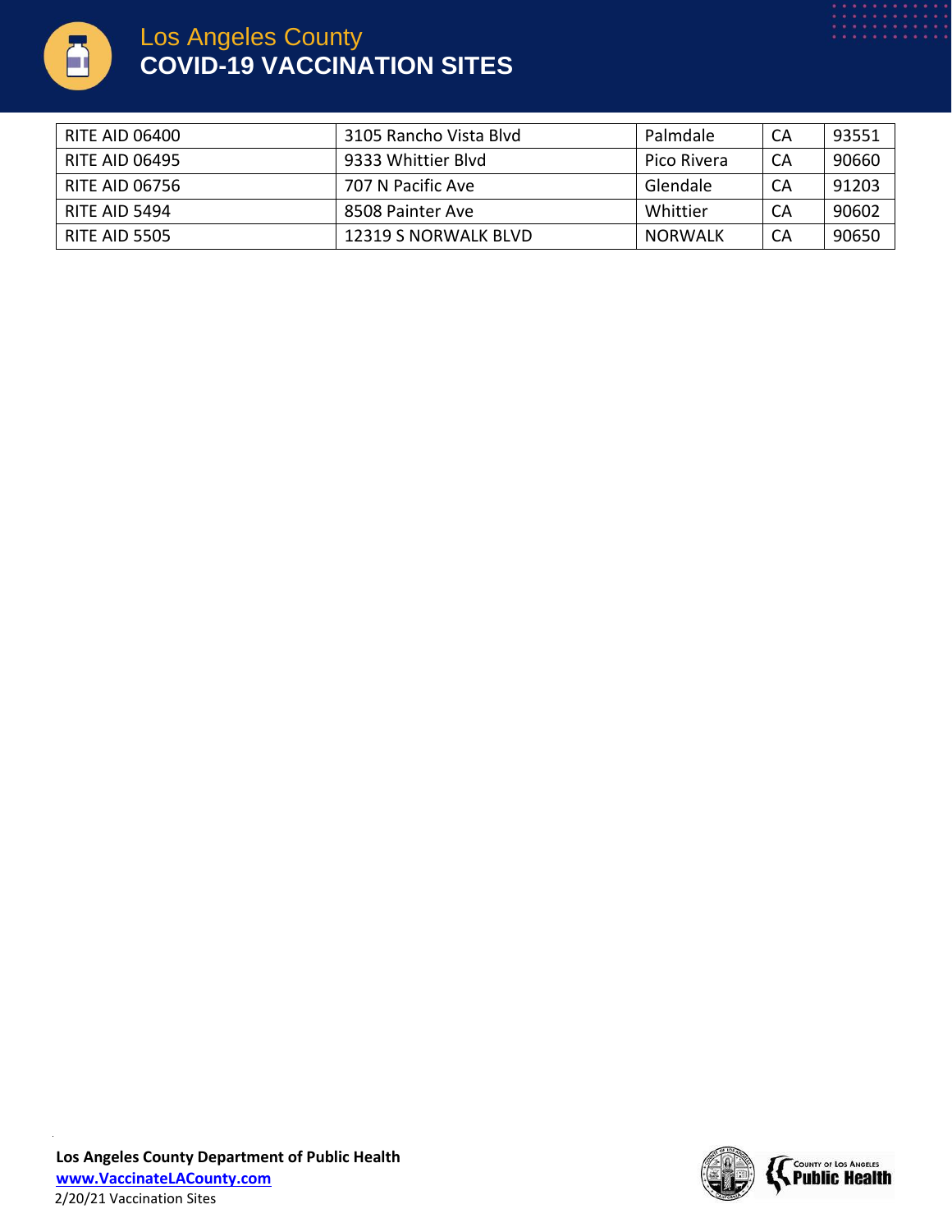| RITE AID 06400 | 3105 Rancho Vista Blvd | Palmdale | CA | 93551 |
|---|---|---|---|---|
| RITE AID 06495 | 9333 Whittier Blvd | Pico Rivera | CA | 90660 |
| RITE AID 06756 | 707 N Pacific Ave | Glendale | CA | 91203 |
| RITE AID 5494 | 8508 Painter Ave | Whittier | CA | 90602 |
| RITE AID 5505 | 12319 S NORWALK BLVD | NORWALK | CA | 90650 |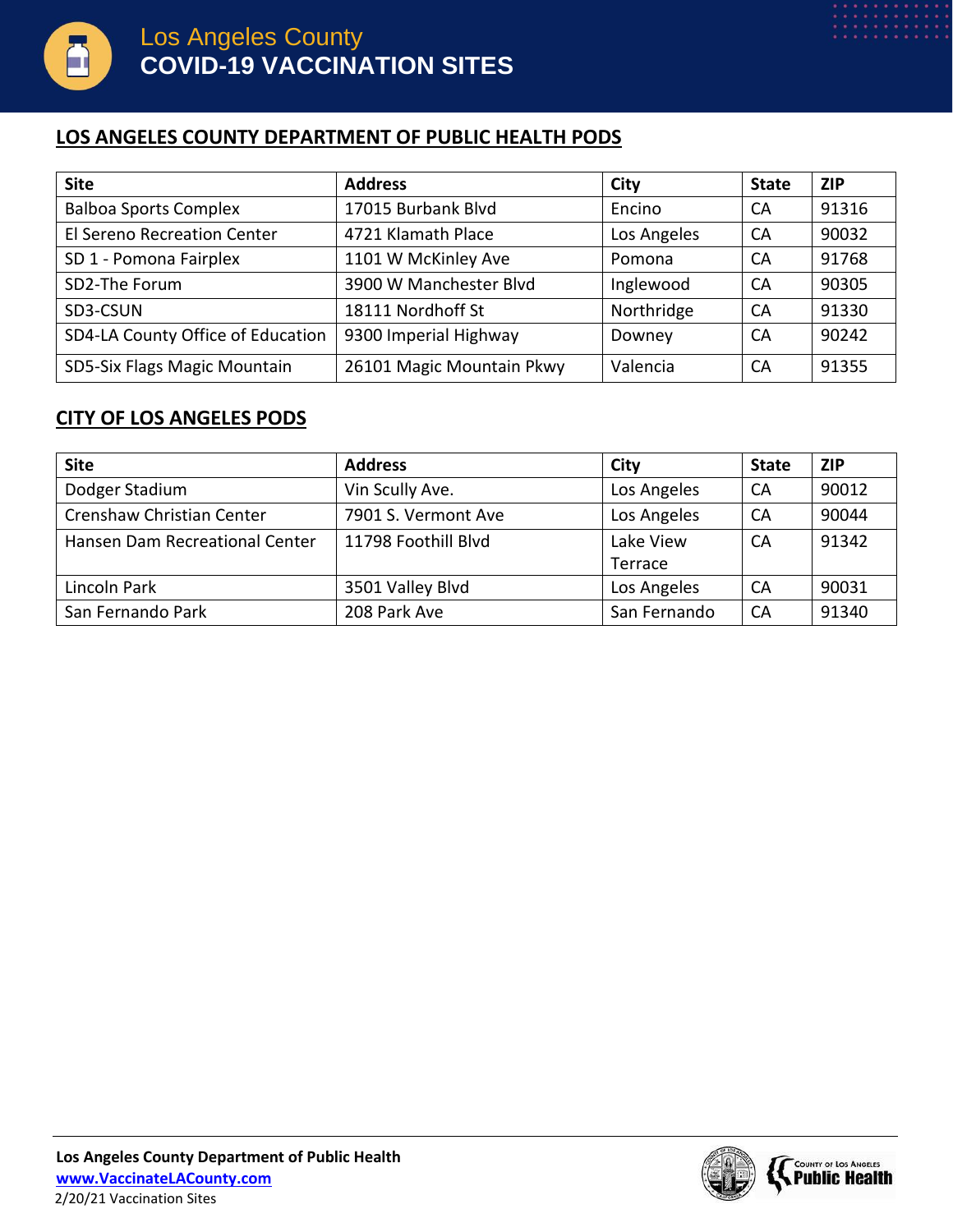# Los Angeles County
# COVID-19 VACCINATION SITES

## LOS ANGELES COUNTY DEPARTMENT OF PUBLIC HEALTH PODS

| Site | Address | City | State | ZIP |
|---|---|---|---|---|
| Balboa Sports Complex | 17015 Burbank Blvd | Encino | CA | 91316 |
| El Sereno Recreation Center | 4721 Klamath Place | Los Angeles | CA | 90032 |
| SD 1 - Pomona Fairplex | 1101 W McKinley Ave | Pomona | CA | 91768 |
| SD2-The Forum | 3900 W Manchester Blvd | Inglewood | CA | 90305 |
| SD3-CSUN | 18111 Nordhoff St | Northridge | CA | 91330 |
| SD4-LA County Office of Education | 9300 Imperial Highway | Downey | CA | 90242 |
| SD5-Six Flags Magic Mountain | 26101 Magic Mountain Pkwy | Valencia | CA | 91355 |

## CITY OF LOS ANGELES PODS

| Site | Address | City | State | ZIP |
|---|---|---|---|---|
| Dodger Stadium | Vin Scully Ave. | Los Angeles | CA | 90012 |
| Crenshaw Christian Center | 7901 S. Vermont Ave | Los Angeles | CA | 90044 |
| Hansen Dam Recreational Center | 11798 Foothill Blvd | Lake View Terrace | CA | 91342 |
| Lincoln Park | 3501 Valley Blvd | Los Angeles | CA | 90031 |
| San Fernando Park | 208 Park Ave | San Fernando | CA | 91340 |

**Los Angeles County Department of Public Health**
www.VaccinateLACounty.com
2/20/21 Vaccination Sites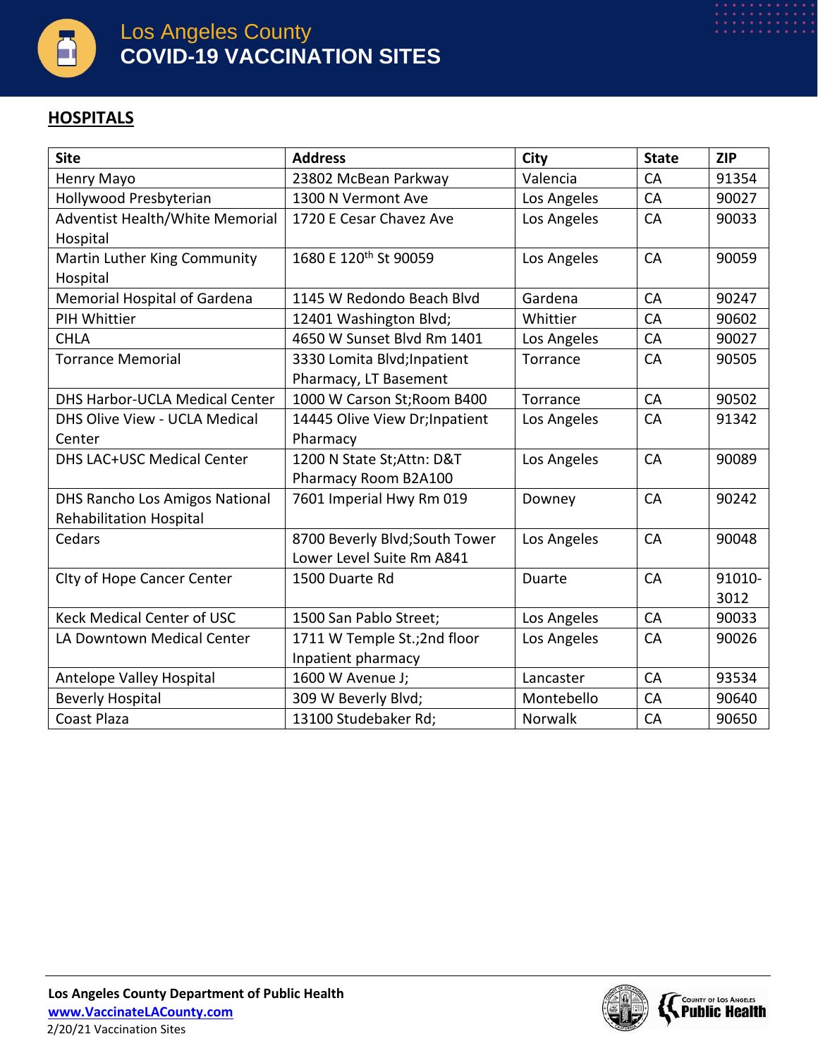# Los Angeles County
# COVID-19 VACCINATION SITES

## HOSPITALS

| Site | Address | City | State | ZIP |
|---|---|---|---|---|
| Henry Mayo | 23802 McBean Parkway | Valencia | CA | 91354 |
| Hollywood Presbyterian | 1300 N Vermont Ave | Los Angeles | CA | 90027 |
| Adventist Health/White Memorial Hospital | 1720 E Cesar Chavez Ave | Los Angeles | CA | 90033 |
| Martin Luther King Community Hospital | 1680 E 120th St 90059 | Los Angeles | CA | 90059 |
| Memorial Hospital of Gardena | 1145 W Redondo Beach Blvd | Gardena | CA | 90247 |
| PIH Whittier | 12401 Washington Blvd; | Whittier | CA | 90602 |
| CHLA | 4650 W Sunset Blvd Rm 1401 | Los Angeles | CA | 90027 |
| Torrance Memorial | 3330 Lomita Blvd;Inpatient Pharmacy, LT Basement | Torrance | CA | 90505 |
| DHS Harbor-UCLA Medical Center | 1000 W Carson St;Room B400 | Torrance | CA | 90502 |
| DHS Olive View - UCLA Medical Center | 14445 Olive View Dr;Inpatient Pharmacy | Los Angeles | CA | 91342 |
| DHS LAC+USC Medical Center | 1200 N State St;Attn: D&T Pharmacy Room B2A100 | Los Angeles | CA | 90089 |
| DHS Rancho Los Amigos National Rehabilitation Hospital | 7601 Imperial Hwy Rm 019 | Downey | CA | 90242 |
| Cedars | 8700 Beverly Blvd;South Tower Lower Level Suite Rm A841 | Los Angeles | CA | 90048 |
| CIty of Hope Cancer Center | 1500 Duarte Rd | Duarte | CA | 91010-3012 |
| Keck Medical Center of USC | 1500 San Pablo Street; | Los Angeles | CA | 90033 |
| LA Downtown Medical Center | 1711 W Temple St.;2nd floor Inpatient pharmacy | Los Angeles | CA | 90026 |
| Antelope Valley Hospital | 1600 W Avenue J; | Lancaster | CA | 93534 |
| Beverly Hospital | 309 W Beverly Blvd; | Montebello | CA | 90640 |
| Coast Plaza | 13100 Studebaker Rd; | Norwalk | CA | 90650 |

**Los Angeles County Department of Public Health**
www.VaccinateLACounty.com
2/20/21 Vaccination Sites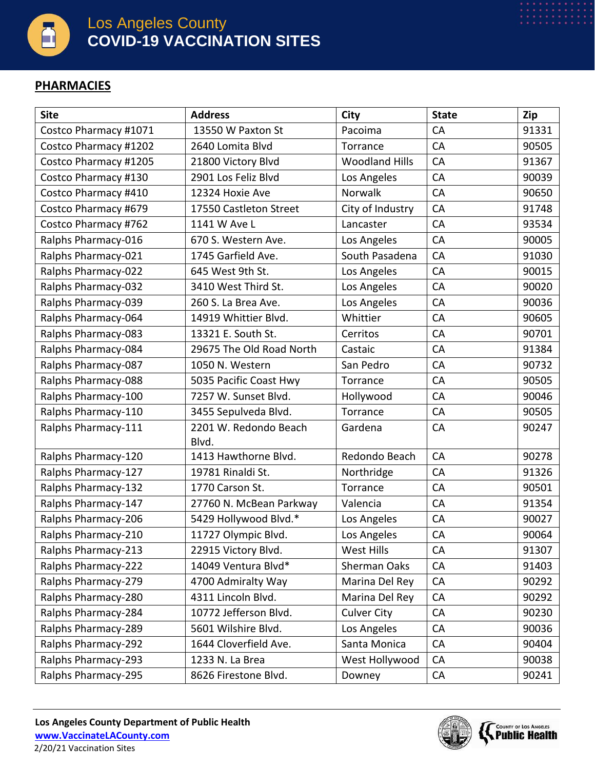# Los Angeles County
# COVID-19 VACCINATION SITES

## PHARMACIES

| Site | Address | City | State | Zip |
|---|---|---|---|---|
| Costco Pharmacy #1071 | 13550 W Paxton St | Pacoima | CA | 91331 |
| Costco Pharmacy #1202 | 2640 Lomita Blvd | Torrance | CA | 90505 |
| Costco Pharmacy #1205 | 21800 Victory Blvd | Woodland Hills | CA | 91367 |
| Costco Pharmacy #130 | 2901 Los Feliz Blvd | Los Angeles | CA | 90039 |
| Costco Pharmacy #410 | 12324 Hoxie Ave | Norwalk | CA | 90650 |
| Costco Pharmacy #679 | 17550 Castleton Street | City of Industry | CA | 91748 |
| Costco Pharmacy #762 | 1141 W Ave L | Lancaster | CA | 93534 |
| Ralphs Pharmacy-016 | 670 S. Western Ave. | Los Angeles | CA | 90005 |
| Ralphs Pharmacy-021 | 1745 Garfield Ave. | South Pasadena | CA | 91030 |
| Ralphs Pharmacy-022 | 645 West 9th St. | Los Angeles | CA | 90015 |
| Ralphs Pharmacy-032 | 3410 West Third St. | Los Angeles | CA | 90020 |
| Ralphs Pharmacy-039 | 260 S. La Brea Ave. | Los Angeles | CA | 90036 |
| Ralphs Pharmacy-064 | 14919 Whittier Blvd. | Whittier | CA | 90605 |
| Ralphs Pharmacy-083 | 13321 E. South St. | Cerritos | CA | 90701 |
| Ralphs Pharmacy-084 | 29675 The Old Road North | Castaic | CA | 91384 |
| Ralphs Pharmacy-087 | 1050 N. Western | San Pedro | CA | 90732 |
| Ralphs Pharmacy-088 | 5035 Pacific Coast Hwy | Torrance | CA | 90505 |
| Ralphs Pharmacy-100 | 7257 W. Sunset Blvd. | Hollywood | CA | 90046 |
| Ralphs Pharmacy-110 | 3455 Sepulveda Blvd. | Torrance | CA | 90505 |
| Ralphs Pharmacy-111 | 2201 W. Redondo Beach Blvd. | Gardena | CA | 90247 |
| Ralphs Pharmacy-120 | 1413 Hawthorne Blvd. | Redondo Beach | CA | 90278 |
| Ralphs Pharmacy-127 | 19781 Rinaldi St. | Northridge | CA | 91326 |
| Ralphs Pharmacy-132 | 1770 Carson St. | Torrance | CA | 90501 |
| Ralphs Pharmacy-147 | 27760 N. McBean Parkway | Valencia | CA | 91354 |
| Ralphs Pharmacy-206 | 5429 Hollywood Blvd.* | Los Angeles | CA | 90027 |
| Ralphs Pharmacy-210 | 11727 Olympic Blvd. | Los Angeles | CA | 90064 |
| Ralphs Pharmacy-213 | 22915 Victory Blvd. | West Hills | CA | 91307 |
| Ralphs Pharmacy-222 | 14049 Ventura Blvd* | Sherman Oaks | CA | 91403 |
| Ralphs Pharmacy-279 | 4700 Admiralty Way | Marina Del Rey | CA | 90292 |
| Ralphs Pharmacy-280 | 4311 Lincoln Blvd. | Marina Del Rey | CA | 90292 |
| Ralphs Pharmacy-284 | 10772 Jefferson Blvd. | Culver City | CA | 90230 |
| Ralphs Pharmacy-289 | 5601 Wilshire Blvd. | Los Angeles | CA | 90036 |
| Ralphs Pharmacy-292 | 1644 Cloverfield Ave. | Santa Monica | CA | 90404 |
| Ralphs Pharmacy-293 | 1233 N. La Brea | West Hollywood | CA | 90038 |
| Ralphs Pharmacy-295 | 8626 Firestone Blvd. | Downey | CA | 90241 |

**Los Angeles County Department of Public Health**
www.VaccinateLACounty.com
2/20/21 Vaccination Sites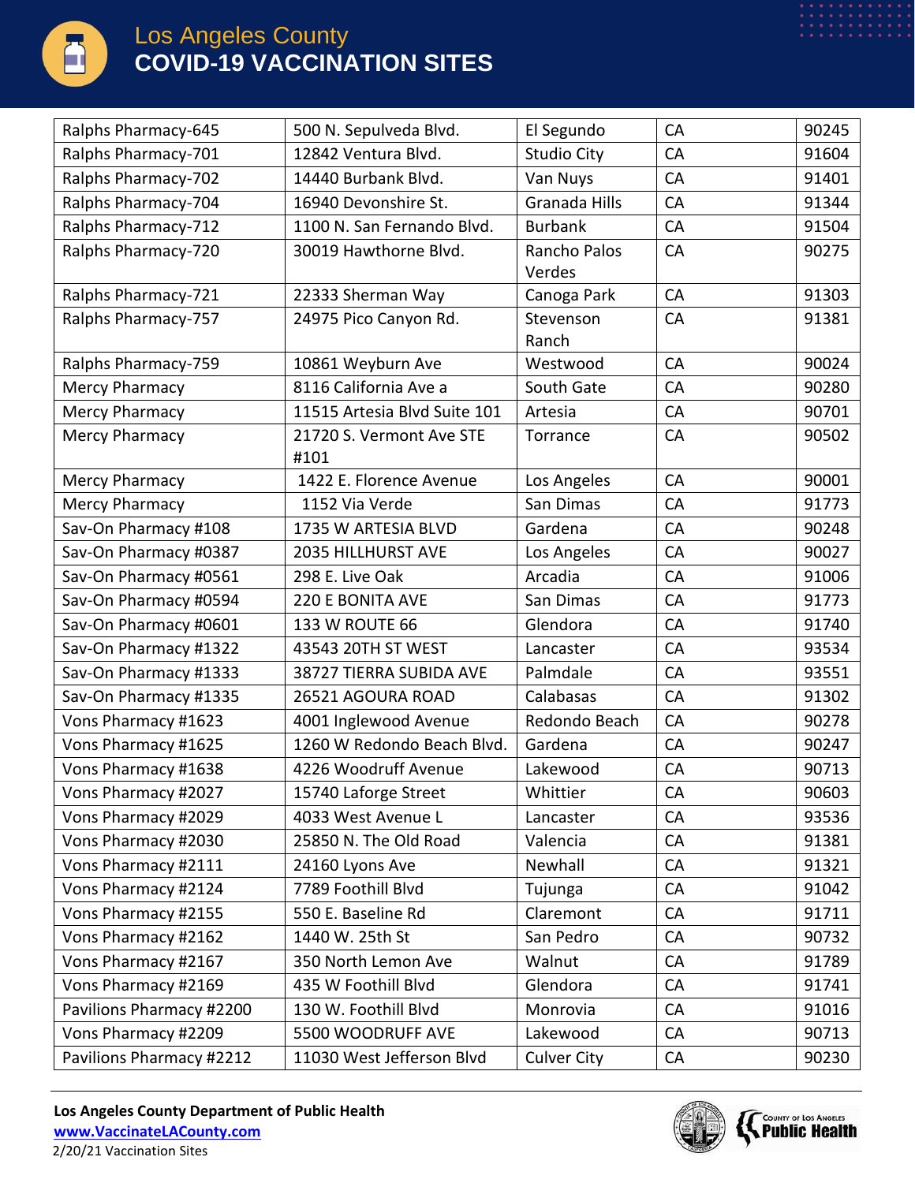| Ralphs Pharmacy-645 | 500 N. Sepulveda Blvd. | El Segundo | CA | 90245 |
|---|---|---|---|---|
| Ralphs Pharmacy-701 | 12842 Ventura Blvd. | Studio City | CA | 91604 |
| Ralphs Pharmacy-702 | 14440 Burbank Blvd. | Van Nuys | CA | 91401 |
| Ralphs Pharmacy-704 | 16940 Devonshire St. | Granada Hills | CA | 91344 |
| Ralphs Pharmacy-712 | 1100 N. San Fernando Blvd. | Burbank | CA | 91504 |
| Ralphs Pharmacy-720 | 30019 Hawthorne Blvd. | Rancho Palos Verdes | CA | 90275 |
| Ralphs Pharmacy-721 | 22333 Sherman Way | Canoga Park | CA | 91303 |
| Ralphs Pharmacy-757 | 24975 Pico Canyon Rd. | Stevenson Ranch | CA | 91381 |
| Ralphs Pharmacy-759 | 10861 Weyburn Ave | Westwood | CA | 90024 |
| Mercy Pharmacy | 8116 California Ave a | South Gate | CA | 90280 |
| Mercy Pharmacy | 11515 Artesia Blvd Suite 101 | Artesia | CA | 90701 |
| Mercy Pharmacy | 21720 S. Vermont Ave STE #101 | Torrance | CA | 90502 |
| Mercy Pharmacy | 1422 E. Florence Avenue | Los Angeles | CA | 90001 |
| Mercy Pharmacy | 1152 Via Verde | San Dimas | CA | 91773 |
| Sav-On Pharmacy #108 | 1735 W ARTESIA BLVD | Gardena | CA | 90248 |
| Sav-On Pharmacy #0387 | 2035 HILLHURST AVE | Los Angeles | CA | 90027 |
| Sav-On Pharmacy #0561 | 298 E. Live Oak | Arcadia | CA | 91006 |
| Sav-On Pharmacy #0594 | 220 E BONITA AVE | San Dimas | CA | 91773 |
| Sav-On Pharmacy #0601 | 133 W ROUTE 66 | Glendora | CA | 91740 |
| Sav-On Pharmacy #1322 | 43543 20TH ST WEST | Lancaster | CA | 93534 |
| Sav-On Pharmacy #1333 | 38727 TIERRA SUBIDA AVE | Palmdale | CA | 93551 |
| Sav-On Pharmacy #1335 | 26521 AGOURA ROAD | Calabasas | CA | 91302 |
| Vons Pharmacy #1623 | 4001 Inglewood Avenue | Redondo Beach | CA | 90278 |
| Vons Pharmacy #1625 | 1260 W Redondo Beach Blvd. | Gardena | CA | 90247 |
| Vons Pharmacy #1638 | 4226 Woodruff Avenue | Lakewood | CA | 90713 |
| Vons Pharmacy #2027 | 15740 Laforge Street | Whittier | CA | 90603 |
| Vons Pharmacy #2029 | 4033 West Avenue L | Lancaster | CA | 93536 |
| Vons Pharmacy #2030 | 25850 N. The Old Road | Valencia | CA | 91381 |
| Vons Pharmacy #2111 | 24160 Lyons Ave | Newhall | CA | 91321 |
| Vons Pharmacy #2124 | 7789 Foothill Blvd | Tujunga | CA | 91042 |
| Vons Pharmacy #2155 | 550 E. Baseline Rd | Claremont | CA | 91711 |
| Vons Pharmacy #2162 | 1440 W. 25th St | San Pedro | CA | 90732 |
| Vons Pharmacy #2167 | 350 North Lemon Ave | Walnut | CA | 91789 |
| Vons Pharmacy #2169 | 435 W Foothill Blvd | Glendora | CA | 91741 |
| Pavilions Pharmacy #2200 | 130 W. Foothill Blvd | Monrovia | CA | 91016 |
| Vons Pharmacy #2209 | 5500 WOODRUFF AVE | Lakewood | CA | 90713 |
| Pavilions Pharmacy #2212 | 11030 West Jefferson Blvd | Culver City | CA | 90230 |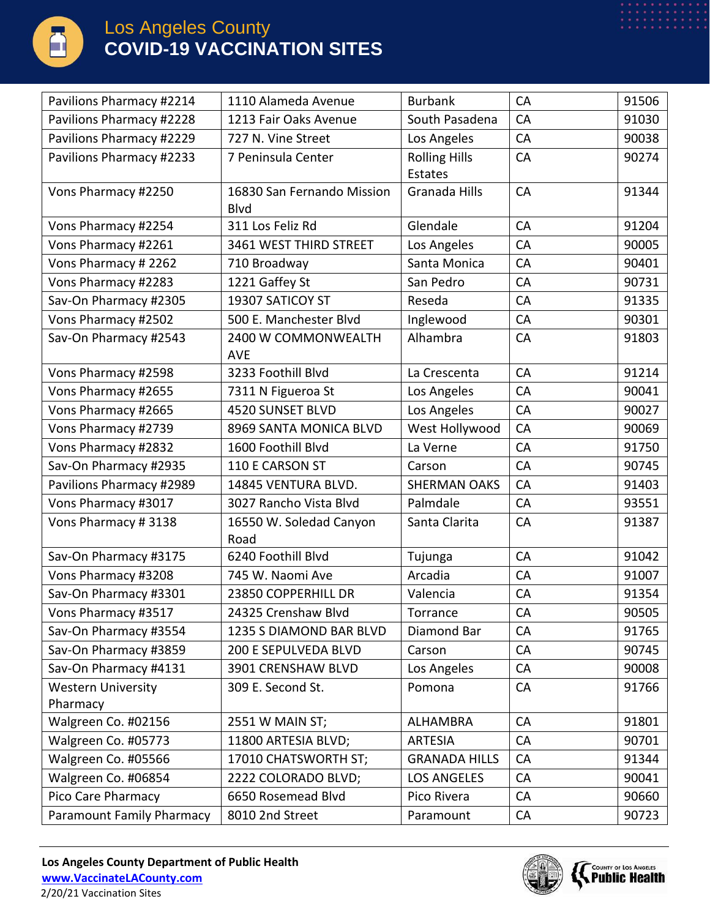| Pavilions Pharmacy #2214 | 1110 Alameda Avenue | Burbank | CA | 91506 |
|---|---|---|---|---|
| Pavilions Pharmacy #2228 | 1213 Fair Oaks Avenue | South Pasadena | CA | 91030 |
| Pavilions Pharmacy #2229 | 727 N. Vine Street | Los Angeles | CA | 90038 |
| Pavilions Pharmacy #2233 | 7 Peninsula Center | Rolling Hills Estates | CA | 90274 |
| Vons Pharmacy #2250 | 16830 San Fernando Mission Blvd | Granada Hills | CA | 91344 |
| Vons Pharmacy #2254 | 311 Los Feliz Rd | Glendale | CA | 91204 |
| Vons Pharmacy #2261 | 3461 WEST THIRD STREET | Los Angeles | CA | 90005 |
| Vons Pharmacy # 2262 | 710 Broadway | Santa Monica | CA | 90401 |
| Vons Pharmacy #2283 | 1221 Gaffey St | San Pedro | CA | 90731 |
| Sav-On Pharmacy #2305 | 19307 SATICOY ST | Reseda | CA | 91335 |
| Vons Pharmacy #2502 | 500 E. Manchester Blvd | Inglewood | CA | 90301 |
| Sav-On Pharmacy #2543 | 2400 W COMMONWEALTH AVE | Alhambra | CA | 91803 |
| Vons Pharmacy #2598 | 3233 Foothill Blvd | La Crescenta | CA | 91214 |
| Vons Pharmacy #2655 | 7311 N Figueroa St | Los Angeles | CA | 90041 |
| Vons Pharmacy #2665 | 4520 SUNSET BLVD | Los Angeles | CA | 90027 |
| Vons Pharmacy #2739 | 8969 SANTA MONICA BLVD | West Hollywood | CA | 90069 |
| Vons Pharmacy #2832 | 1600 Foothill Blvd | La Verne | CA | 91750 |
| Sav-On Pharmacy #2935 | 110 E CARSON ST | Carson | CA | 90745 |
| Pavilions Pharmacy #2989 | 14845 VENTURA BLVD. | SHERMAN OAKS | CA | 91403 |
| Vons Pharmacy #3017 | 3027 Rancho Vista Blvd | Palmdale | CA | 93551 |
| Vons Pharmacy # 3138 | 16550 W. Soledad Canyon Road | Santa Clarita | CA | 91387 |
| Sav-On Pharmacy #3175 | 6240 Foothill Blvd | Tujunga | CA | 91042 |
| Vons Pharmacy #3208 | 745 W. Naomi Ave | Arcadia | CA | 91007 |
| Sav-On Pharmacy #3301 | 23850 COPPERHILL DR | Valencia | CA | 91354 |
| Vons Pharmacy #3517 | 24325 Crenshaw Blvd | Torrance | CA | 90505 |
| Sav-On Pharmacy #3554 | 1235 S DIAMOND BAR BLVD | Diamond Bar | CA | 91765 |
| Sav-On Pharmacy #3859 | 200 E SEPULVEDA BLVD | Carson | CA | 90745 |
| Sav-On Pharmacy #4131 | 3901 CRENSHAW BLVD | Los Angeles | CA | 90008 |
| Western University Pharmacy | 309 E. Second St. | Pomona | CA | 91766 |
| Walgreen Co. #02156 | 2551 W MAIN ST; | ALHAMBRA | CA | 91801 |
| Walgreen Co. #05773 | 11800 ARTESIA BLVD; | ARTESIA | CA | 90701 |
| Walgreen Co. #05566 | 17010 CHATSWORTH ST; | GRANADA HILLS | CA | 91344 |
| Walgreen Co. #06854 | 2222 COLORADO BLVD; | LOS ANGELES | CA | 90041 |
| Pico Care Pharmacy | 6650 Rosemead Blvd | Pico Rivera | CA | 90660 |
| Paramount Family Pharmacy | 8010 2nd Street | Paramount | CA | 90723 |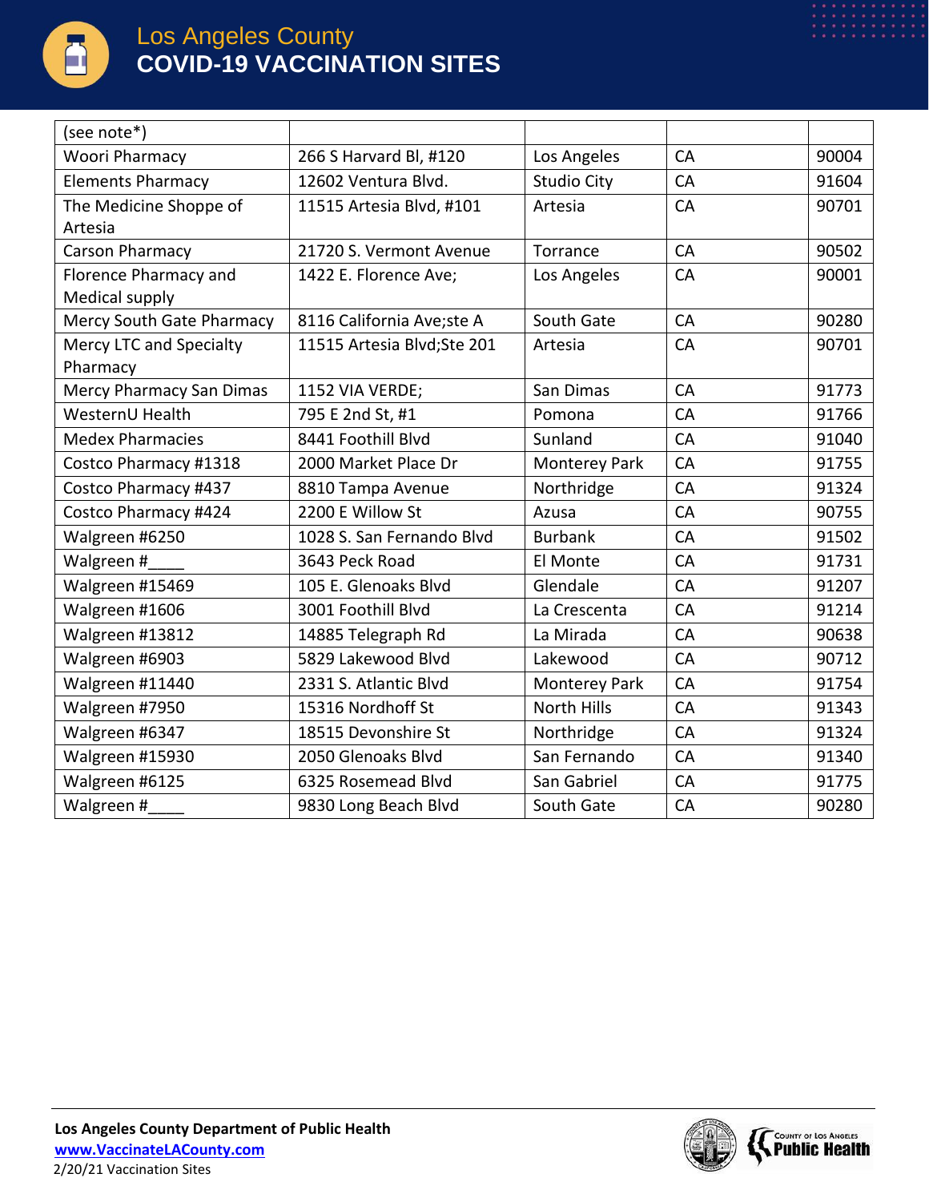| | | | | |
|---|---|---|---|---|
| (see note*) | | | | |
| Woori Pharmacy | 266 S Harvard Bl, #120 | Los Angeles | CA | 90004 |
| Elements Pharmacy | 12602 Ventura Blvd. | Studio City | CA | 91604 |
| The Medicine Shoppe of Artesia | 11515 Artesia Blvd, #101 | Artesia | CA | 90701 |
| Carson Pharmacy | 21720 S. Vermont Avenue | Torrance | CA | 90502 |
| Florence Pharmacy and Medical supply | 1422 E. Florence Ave; | Los Angeles | CA | 90001 |
| Mercy South Gate Pharmacy | 8116 California Ave;ste A | South Gate | CA | 90280 |
| Mercy LTC and Specialty Pharmacy | 11515 Artesia Blvd;Ste 201 | Artesia | CA | 90701 |
| Mercy Pharmacy San Dimas | 1152 VIA VERDE; | San Dimas | CA | 91773 |
| WesternU Health | 795 E 2nd St, #1 | Pomona | CA | 91766 |
| Medex Pharmacies | 8441 Foothill Blvd | Sunland | CA | 91040 |
| Costco Pharmacy #1318 | 2000 Market Place Dr | Monterey Park | CA | 91755 |
| Costco Pharmacy #437 | 8810 Tampa Avenue | Northridge | CA | 91324 |
| Costco Pharmacy #424 | 2200 E Willow St | Azusa | CA | 90755 |
| Walgreen #6250 | 1028 S. San Fernando Blvd | Burbank | CA | 91502 |
| Walgreen #____ | 3643 Peck Road | El Monte | CA | 91731 |
| Walgreen #15469 | 105 E. Glenoaks Blvd | Glendale | CA | 91207 |
| Walgreen #1606 | 3001 Foothill Blvd | La Crescenta | CA | 91214 |
| Walgreen #13812 | 14885 Telegraph Rd | La Mirada | CA | 90638 |
| Walgreen #6903 | 5829 Lakewood Blvd | Lakewood | CA | 90712 |
| Walgreen #11440 | 2331 S. Atlantic Blvd | Monterey Park | CA | 91754 |
| Walgreen #7950 | 15316 Nordhoff St | North Hills | CA | 91343 |
| Walgreen #6347 | 18515 Devonshire St | Northridge | CA | 91324 |
| Walgreen #15930 | 2050 Glenoaks Blvd | San Fernando | CA | 91340 |
| Walgreen #6125 | 6325 Rosemead Blvd | San Gabriel | CA | 91775 |
| Walgreen #____ | 9830 Long Beach Blvd | South Gate | CA | 90280 |